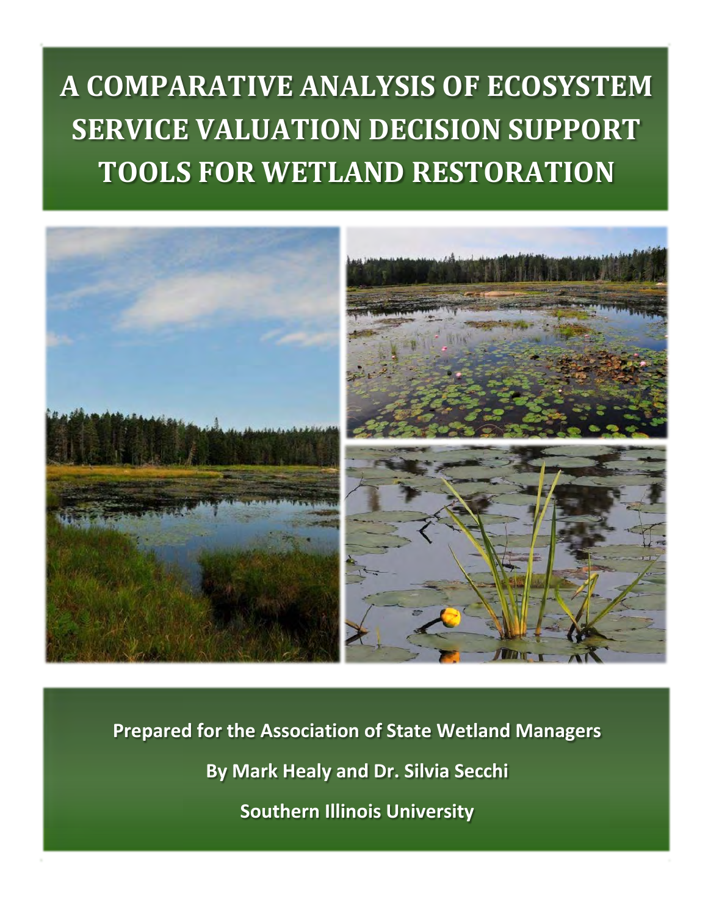# A COMPARATIVE ANALYSIS OF ECOSYSTEM SERVICE VALUATION DECISION SUPPORT TOOLS FOR WETLAND RESTORATION

**Prepared for the Association of State Wetland Managers**

**By Mark Healy and Dr. Silvia Secchi**

**Southern Illinois University**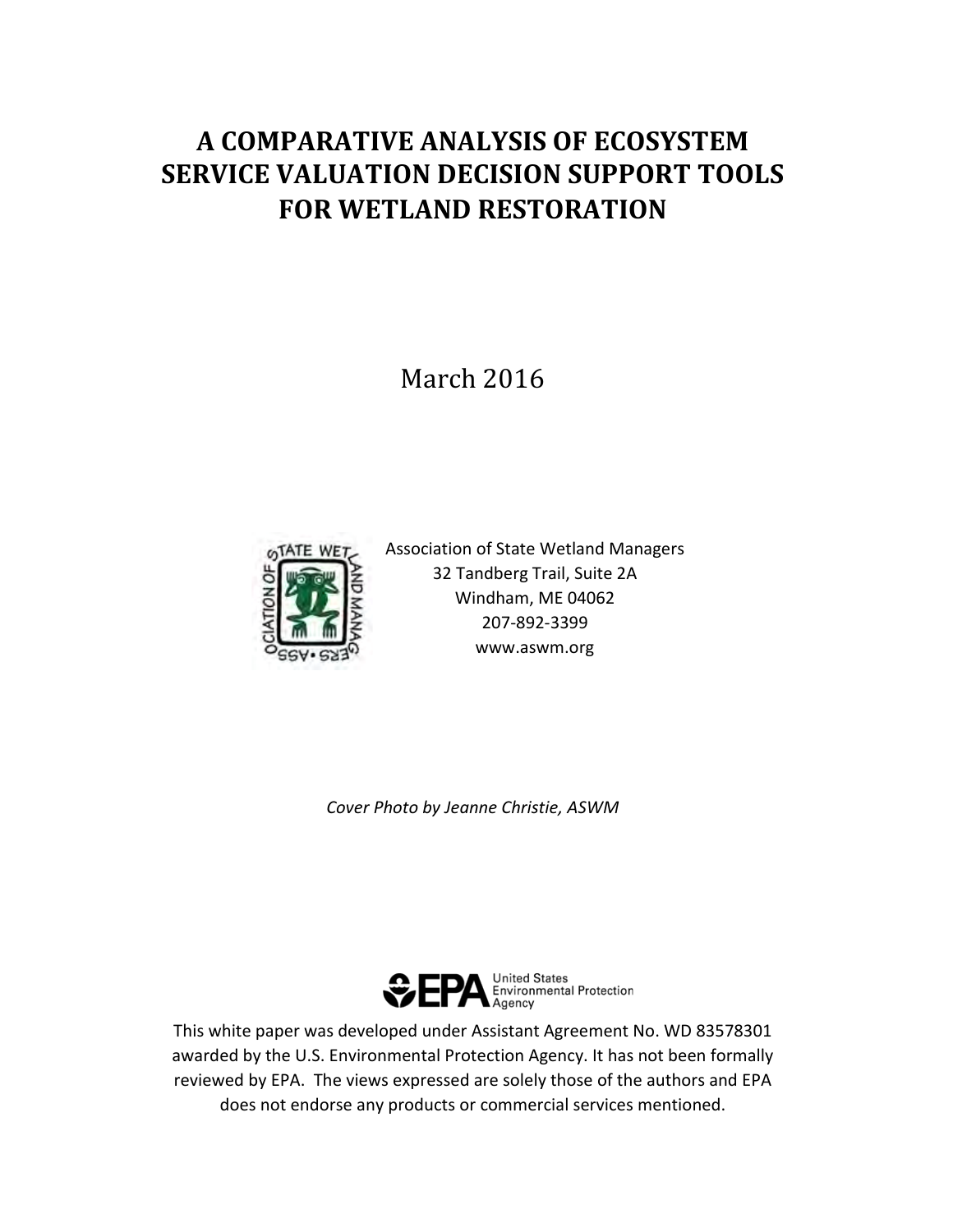# A COMPARATIVE ANALYSIS OF ECOSYSTEM SERVICE VALUATION DECISION SUPPORT TOOLS FOR WETLAND RESTORATION

March 2016

Association of State Wetland Managers
32 Tandberg Trail, Suite 2A
Windham, ME 04062
207-892-3399
www.aswm.org

*Cover Photo by Jeanne Christie, ASWM*

This white paper was developed under Assistant Agreement No. WD 83578301 awarded by the U.S. Environmental Protection Agency. It has not been formally reviewed by EPA. The views expressed are solely those of the authors and EPA does not endorse any products or commercial services mentioned.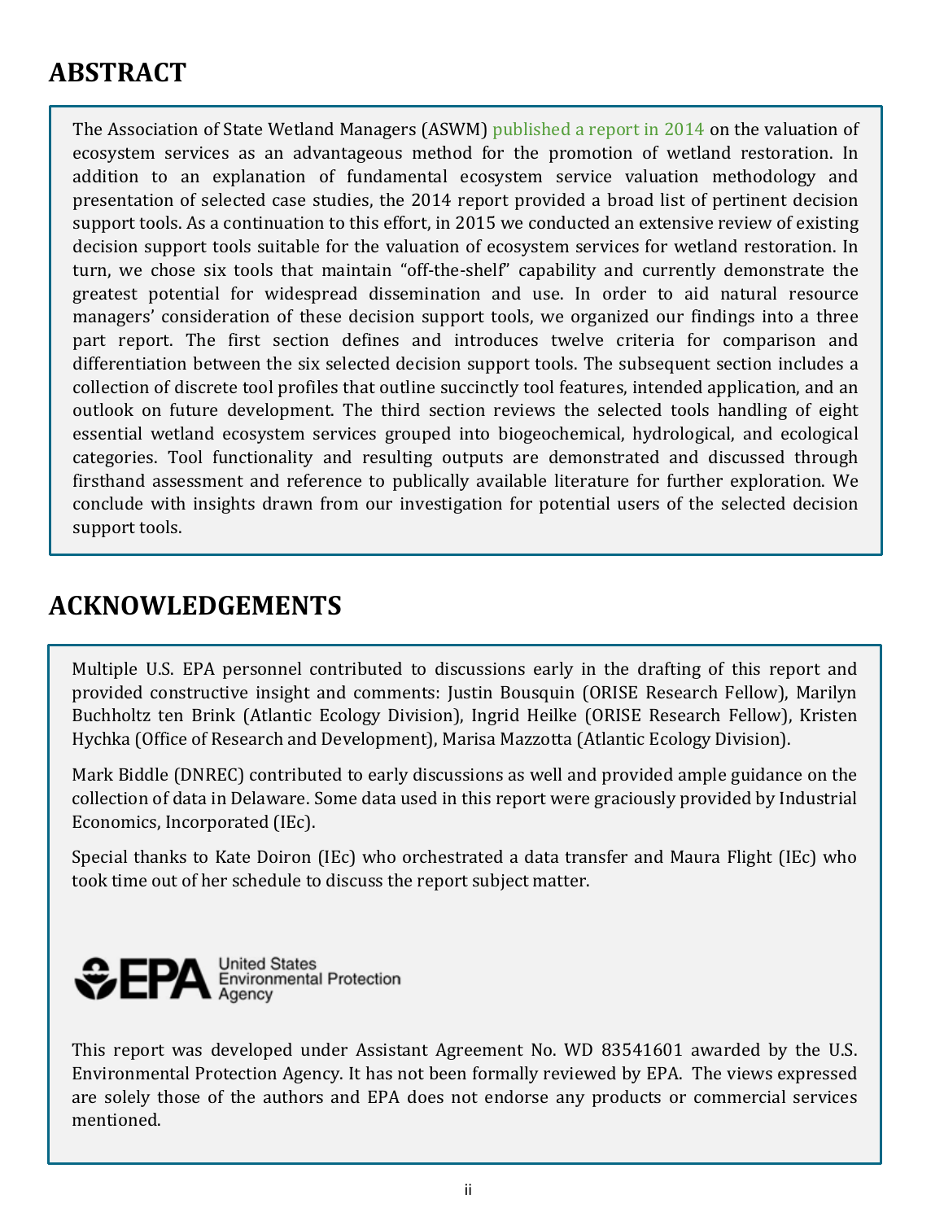## ABSTRACT

The Association of State Wetland Managers (ASWM) published a report in 2014 on the valuation of ecosystem services as an advantageous method for the promotion of wetland restoration. In addition to an explanation of fundamental ecosystem service valuation methodology and presentation of selected case studies, the 2014 report provided a broad list of pertinent decision support tools. As a continuation to this effort, in 2015 we conducted an extensive review of existing decision support tools suitable for the valuation of ecosystem services for wetland restoration. In turn, we chose six tools that maintain "off-the-shelf" capability and currently demonstrate the greatest potential for widespread dissemination and use. In order to aid natural resource managers' consideration of these decision support tools, we organized our findings into a three part report. The first section defines and introduces twelve criteria for comparison and differentiation between the six selected decision support tools. The subsequent section includes a collection of discrete tool profiles that outline succinctly tool features, intended application, and an outlook on future development. The third section reviews the selected tools handling of eight essential wetland ecosystem services grouped into biogeochemical, hydrological, and ecological categories. Tool functionality and resulting outputs are demonstrated and discussed through firsthand assessment and reference to publically available literature for further exploration. We conclude with insights drawn from our investigation for potential users of the selected decision support tools.

## ACKNOWLEDGEMENTS

Multiple U.S. EPA personnel contributed to discussions early in the drafting of this report and provided constructive insight and comments: Justin Bousquin (ORISE Research Fellow), Marilyn Buchholtz ten Brink (Atlantic Ecology Division), Ingrid Heilke (ORISE Research Fellow), Kristen Hychka (Office of Research and Development), Marisa Mazzotta (Atlantic Ecology Division).

Mark Biddle (DNREC) contributed to early discussions as well and provided ample guidance on the collection of data in Delaware. Some data used in this report were graciously provided by Industrial Economics, Incorporated (IEc).

Special thanks to Kate Doiron (IEc) who orchestrated a data transfer and Maura Flight (IEc) who took time out of her schedule to discuss the report subject matter.

EPA United States Environmental Protection Agency

This report was developed under Assistant Agreement No. WD 83541601 awarded by the U.S. Environmental Protection Agency. It has not been formally reviewed by EPA. The views expressed are solely those of the authors and EPA does not endorse any products or commercial services mentioned.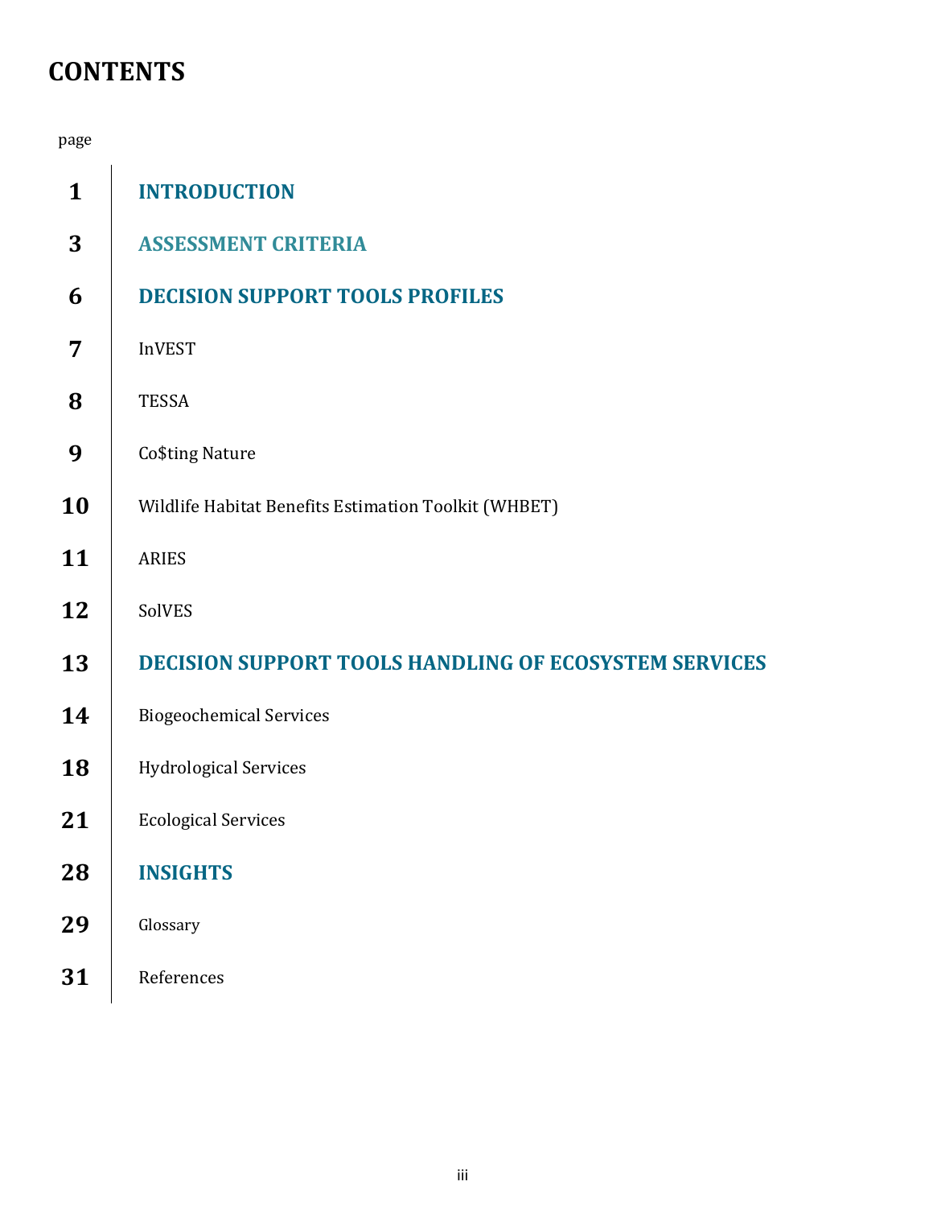# CONTENTS

page

| | |
|---|---|
| **1** | **INTRODUCTION** |
| **3** | **ASSESSMENT CRITERIA** |
| **6** | **DECISION SUPPORT TOOLS PROFILES** |
| **7** | InVEST |
| **8** | TESSA |
| **9** | Co$ting Nature |
| **10** | Wildlife Habitat Benefits Estimation Toolkit (WHBET) |
| **11** | ARIES |
| **12** | SolVES |
| **13** | **DECISION SUPPORT TOOLS HANDLING OF ECOSYSTEM SERVICES** |
| **14** | Biogeochemical Services |
| **18** | Hydrological Services |
| **21** | Ecological Services |
| **28** | **INSIGHTS** |
| **29** | Glossary |
| **31** | References |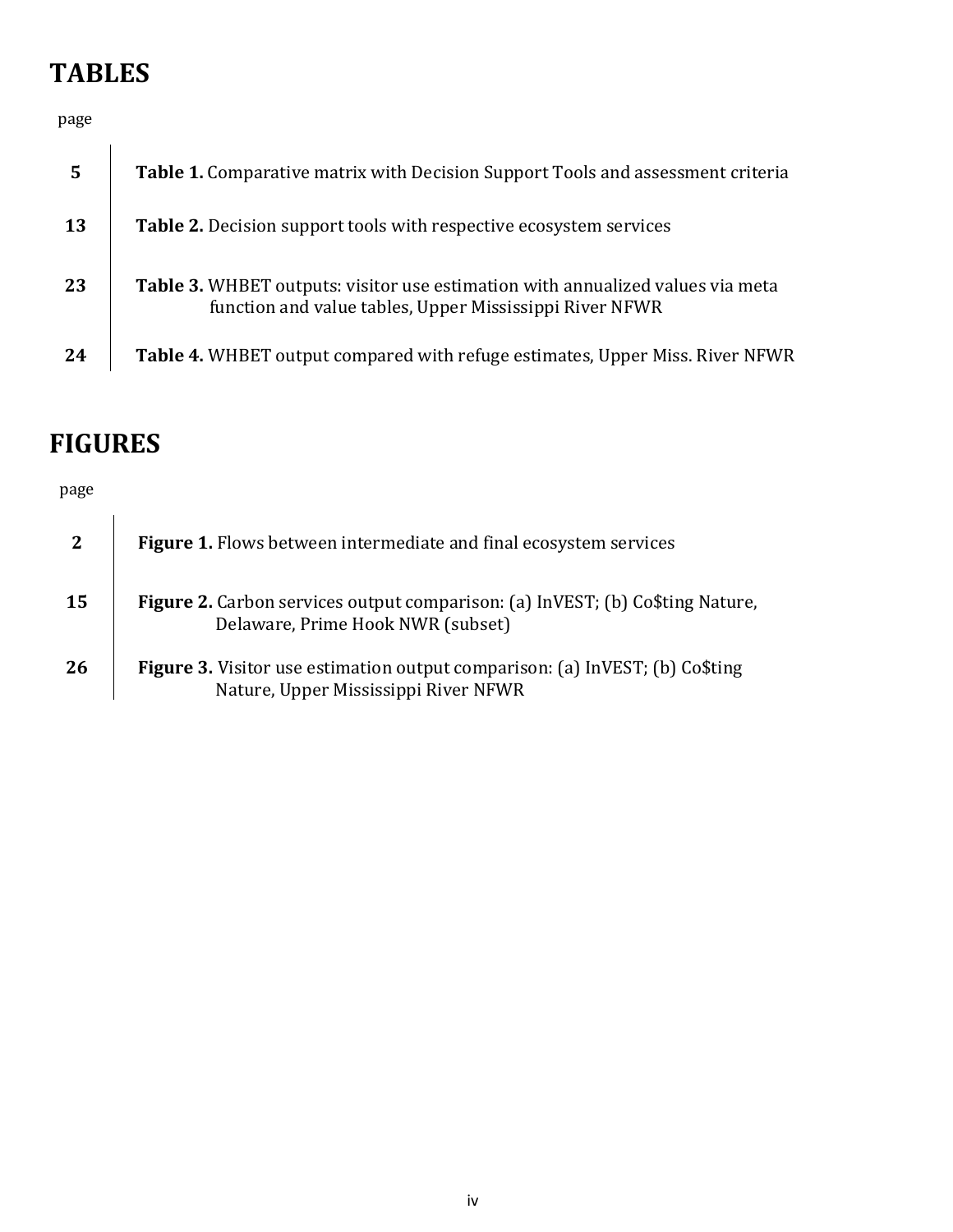# TABLES

| page | |
|---|---|
| **5** | **Table 1.** Comparative matrix with Decision Support Tools and assessment criteria |
| **13** | **Table 2.** Decision support tools with respective ecosystem services |
| **23** | **Table 3.** WHBET outputs: visitor use estimation with annualized values via meta function and value tables, Upper Mississippi River NFWR |
| **24** | **Table 4.** WHBET output compared with refuge estimates, Upper Miss. River NFWR |

# FIGURES

| page | |
|---|---|
| **2** | **Figure 1.** Flows between intermediate and final ecosystem services |
| **15** | **Figure 2.** Carbon services output comparison: (a) InVEST; (b) Co$ting Nature, Delaware, Prime Hook NWR (subset) |
| **26** | **Figure 3.** Visitor use estimation output comparison: (a) InVEST; (b) Co$ting Nature, Upper Mississippi River NFWR |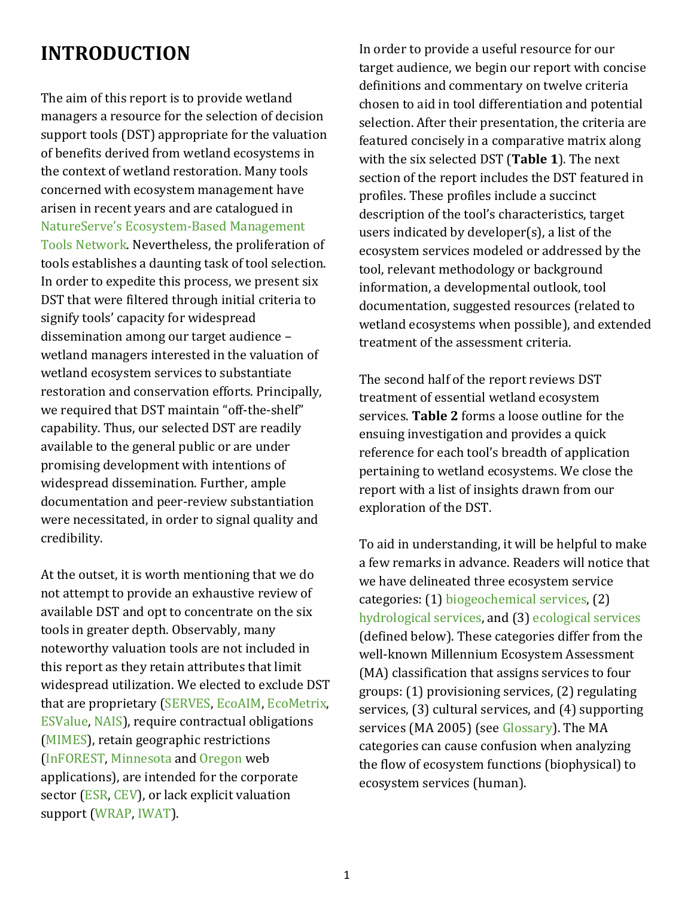# INTRODUCTION

The aim of this report is to provide wetland managers a resource for the selection of decision support tools (DST) appropriate for the valuation of benefits derived from wetland ecosystems in the context of wetland restoration. Many tools concerned with ecosystem management have arisen in recent years and are catalogued in NatureServe's Ecosystem-Based Management Tools Network. Nevertheless, the proliferation of tools establishes a daunting task of tool selection. In order to expedite this process, we present six DST that were filtered through initial criteria to signify tools' capacity for widespread dissemination among our target audience – wetland managers interested in the valuation of wetland ecosystem services to substantiate restoration and conservation efforts. Principally, we required that DST maintain "off-the-shelf" capability. Thus, our selected DST are readily available to the general public or are under promising development with intentions of widespread dissemination. Further, ample documentation and peer-review substantiation were necessitated, in order to signal quality and credibility.

At the outset, it is worth mentioning that we do not attempt to provide an exhaustive review of available DST and opt to concentrate on the six tools in greater depth. Observably, many noteworthy valuation tools are not included in this report as they retain attributes that limit widespread utilization. We elected to exclude DST that are proprietary (SERVES, EcoAIM, EcoMetrix, ESValue, NAIS), require contractual obligations (MIMES), retain geographic restrictions (InFOREST, Minnesota and Oregon web applications), are intended for the corporate sector (ESR, CEV), or lack explicit valuation support (WRAP, IWAT).

In order to provide a useful resource for our target audience, we begin our report with concise definitions and commentary on twelve criteria chosen to aid in tool differentiation and potential selection. After their presentation, the criteria are featured concisely in a comparative matrix along with the six selected DST (**Table 1**). The next section of the report includes the DST featured in profiles. These profiles include a succinct description of the tool's characteristics, target users indicated by developer(s), a list of the ecosystem services modeled or addressed by the tool, relevant methodology or background information, a developmental outlook, tool documentation, suggested resources (related to wetland ecosystems when possible), and extended treatment of the assessment criteria.

The second half of the report reviews DST treatment of essential wetland ecosystem services. **Table 2** forms a loose outline for the ensuing investigation and provides a quick reference for each tool's breadth of application pertaining to wetland ecosystems. We close the report with a list of insights drawn from our exploration of the DST.

To aid in understanding, it will be helpful to make a few remarks in advance. Readers will notice that we have delineated three ecosystem service categories: (1) biogeochemical services, (2) hydrological services, and (3) ecological services (defined below). These categories differ from the well-known Millennium Ecosystem Assessment (MA) classification that assigns services to four groups: (1) provisioning services, (2) regulating services, (3) cultural services, and (4) supporting services (MA 2005) (see Glossary). The MA categories can cause confusion when analyzing the flow of ecosystem functions (biophysical) to ecosystem services (human).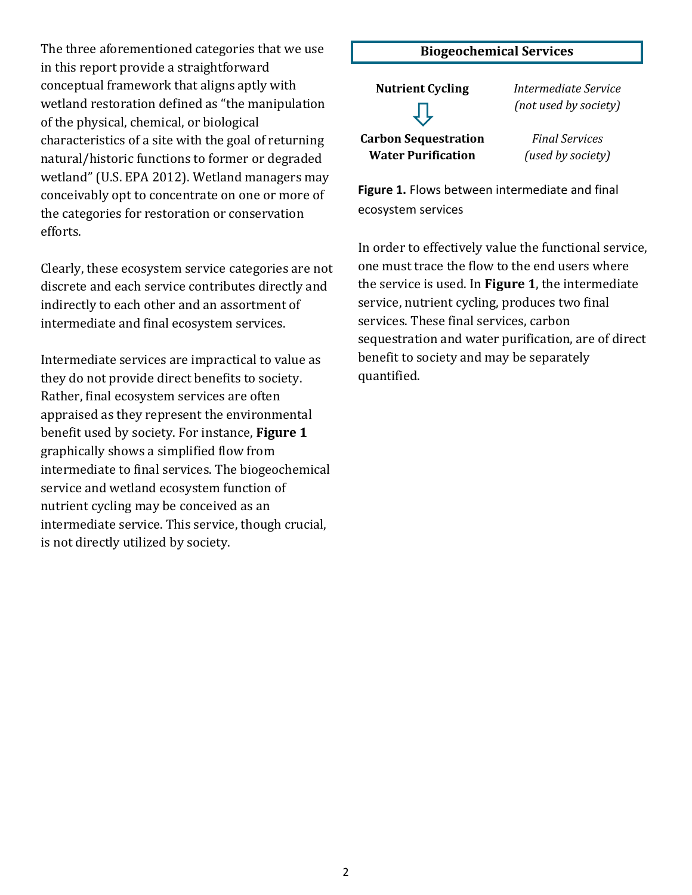The three aforementioned categories that we use in this report provide a straightforward conceptual framework that aligns aptly with wetland restoration defined as "the manipulation of the physical, chemical, or biological characteristics of a site with the goal of returning natural/historic functions to former or degraded wetland" (U.S. EPA 2012). Wetland managers may conceivably opt to concentrate on one or more of the categories for restoration or conservation efforts.

Clearly, these ecosystem service categories are not discrete and each service contributes directly and indirectly to each other and an assortment of intermediate and final ecosystem services.

Intermediate services are impractical to value as they do not provide direct benefits to society. Rather, final ecosystem services are often appraised as they represent the environmental benefit used by society. For instance, **Figure 1** graphically shows a simplified flow from intermediate to final services. The biogeochemical service and wetland ecosystem function of nutrient cycling may be conceived as an intermediate service. This service, though crucial, is not directly utilized by society.

**Biogeochemical Services**

| | |
|---|---|
| **Nutrient Cycling** | *Intermediate Service (not used by society)* |
| ⇩ | |
| **Carbon Sequestration** **Water Purification** | *Final Services (used by society)* |

**Figure 1.** Flows between intermediate and final ecosystem services

In order to effectively value the functional service, one must trace the flow to the end users where the service is used. In **Figure 1**, the intermediate service, nutrient cycling, produces two final services. These final services, carbon sequestration and water purification, are of direct benefit to society and may be separately quantified.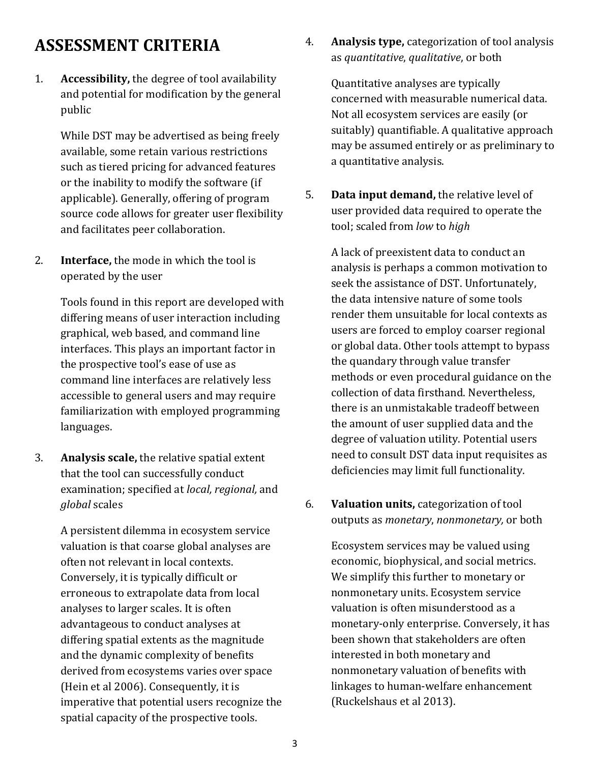# ASSESSMENT CRITERIA

1. **Accessibility,** the degree of tool availability and potential for modification by the general public

   While DST may be advertised as being freely available, some retain various restrictions such as tiered pricing for advanced features or the inability to modify the software (if applicable). Generally, offering of program source code allows for greater user flexibility and facilitates peer collaboration.

2. **Interface,** the mode in which the tool is operated by the user

   Tools found in this report are developed with differing means of user interaction including graphical, web based, and command line interfaces. This plays an important factor in the prospective tool's ease of use as command line interfaces are relatively less accessible to general users and may require familiarization with employed programming languages.

3. **Analysis scale,** the relative spatial extent that the tool can successfully conduct examination; specified at *local, regional,* and *global* scales

   A persistent dilemma in ecosystem service valuation is that coarse global analyses are often not relevant in local contexts. Conversely, it is typically difficult or erroneous to extrapolate data from local analyses to larger scales. It is often advantageous to conduct analyses at differing spatial extents as the magnitude and the dynamic complexity of benefits derived from ecosystems varies over space (Hein et al 2006). Consequently, it is imperative that potential users recognize the spatial capacity of the prospective tools.

4. **Analysis type,** categorization of tool analysis as *quantitative*, *qualitative*, or both

   Quantitative analyses are typically concerned with measurable numerical data. Not all ecosystem services are easily (or suitably) quantifiable. A qualitative approach may be assumed entirely or as preliminary to a quantitative analysis.

5. **Data input demand,** the relative level of user provided data required to operate the tool; scaled from *low* to *high*

   A lack of preexistent data to conduct an analysis is perhaps a common motivation to seek the assistance of DST. Unfortunately, the data intensive nature of some tools render them unsuitable for local contexts as users are forced to employ coarser regional or global data. Other tools attempt to bypass the quandary through value transfer methods or even procedural guidance on the collection of data firsthand. Nevertheless, there is an unmistakable tradeoff between the amount of user supplied data and the degree of valuation utility. Potential users need to consult DST data input requisites as deficiencies may limit full functionality.

6. **Valuation units,** categorization of tool outputs as *monetary*, *nonmonetary,* or both

   Ecosystem services may be valued using economic, biophysical, and social metrics. We simplify this further to monetary or nonmonetary units. Ecosystem service valuation is often misunderstood as a monetary-only enterprise. Conversely, it has been shown that stakeholders are often interested in both monetary and nonmonetary valuation of benefits with linkages to human-welfare enhancement (Ruckelshaus et al 2013).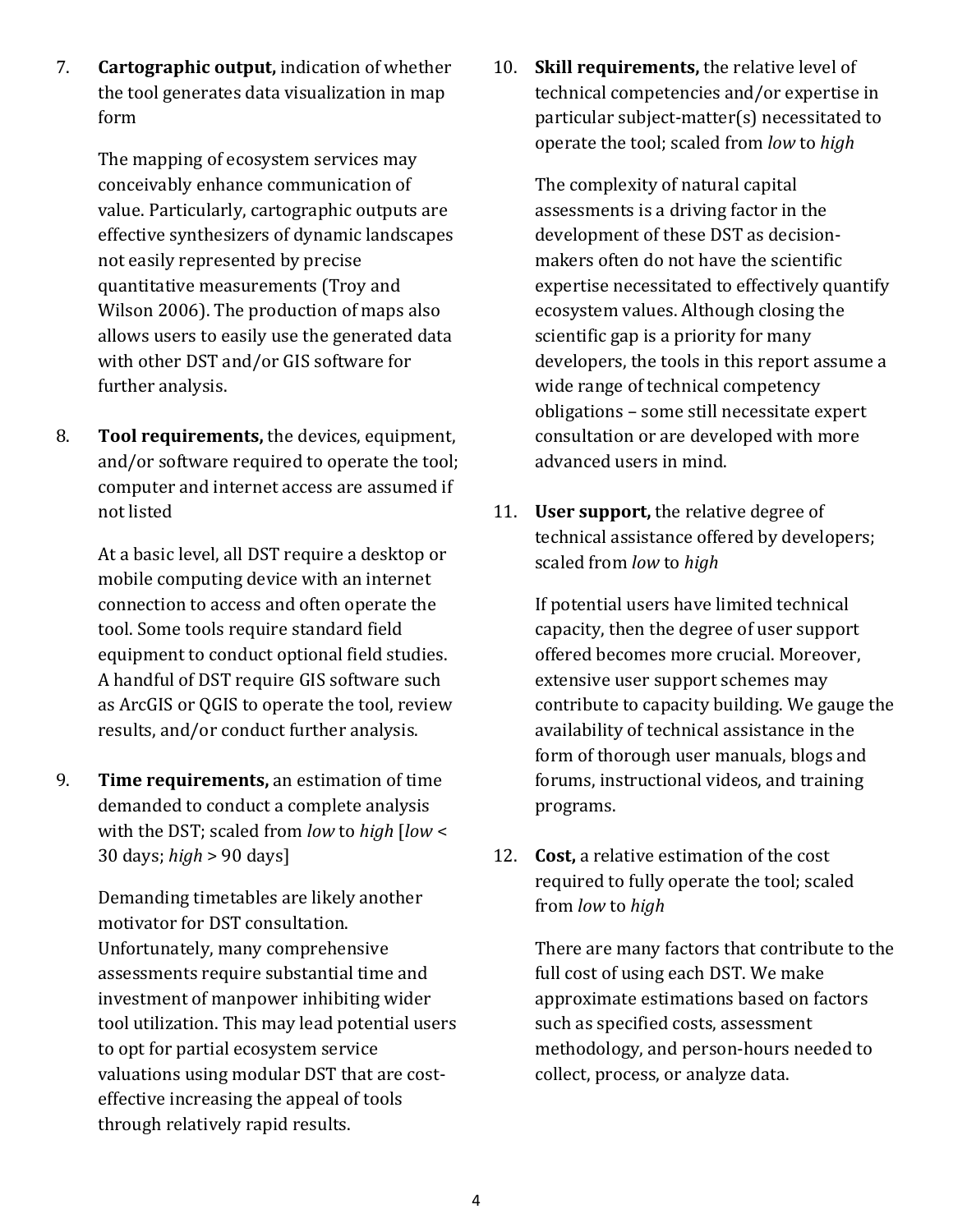7. **Cartographic output,** indication of whether the tool generates data visualization in map form

   The mapping of ecosystem services may conceivably enhance communication of value. Particularly, cartographic outputs are effective synthesizers of dynamic landscapes not easily represented by precise quantitative measurements (Troy and Wilson 2006). The production of maps also allows users to easily use the generated data with other DST and/or GIS software for further analysis.

8. **Tool requirements,** the devices, equipment, and/or software required to operate the tool; computer and internet access are assumed if not listed

   At a basic level, all DST require a desktop or mobile computing device with an internet connection to access and often operate the tool. Some tools require standard field equipment to conduct optional field studies. A handful of DST require GIS software such as ArcGIS or QGIS to operate the tool, review results, and/or conduct further analysis.

9. **Time requirements,** an estimation of time demanded to conduct a complete analysis with the DST; scaled from *low* to *high* [*low* < 30 days; *high* > 90 days]

   Demanding timetables are likely another motivator for DST consultation. Unfortunately, many comprehensive assessments require substantial time and investment of manpower inhibiting wider tool utilization. This may lead potential users to opt for partial ecosystem service valuations using modular DST that are cost-effective increasing the appeal of tools through relatively rapid results.

10. **Skill requirements,** the relative level of technical competencies and/or expertise in particular subject-matter(s) necessitated to operate the tool; scaled from *low* to *high*

    The complexity of natural capital assessments is a driving factor in the development of these DST as decision-makers often do not have the scientific expertise necessitated to effectively quantify ecosystem values. Although closing the scientific gap is a priority for many developers, the tools in this report assume a wide range of technical competency obligations – some still necessitate expert consultation or are developed with more advanced users in mind.

11. **User support,** the relative degree of technical assistance offered by developers; scaled from *low* to *high*

    If potential users have limited technical capacity, then the degree of user support offered becomes more crucial. Moreover, extensive user support schemes may contribute to capacity building. We gauge the availability of technical assistance in the form of thorough user manuals, blogs and forums, instructional videos, and training programs.

12. **Cost,** a relative estimation of the cost required to fully operate the tool; scaled from *low* to *high*

    There are many factors that contribute to the full cost of using each DST. We make approximate estimations based on factors such as specified costs, assessment methodology, and person-hours needed to collect, process, or analyze data.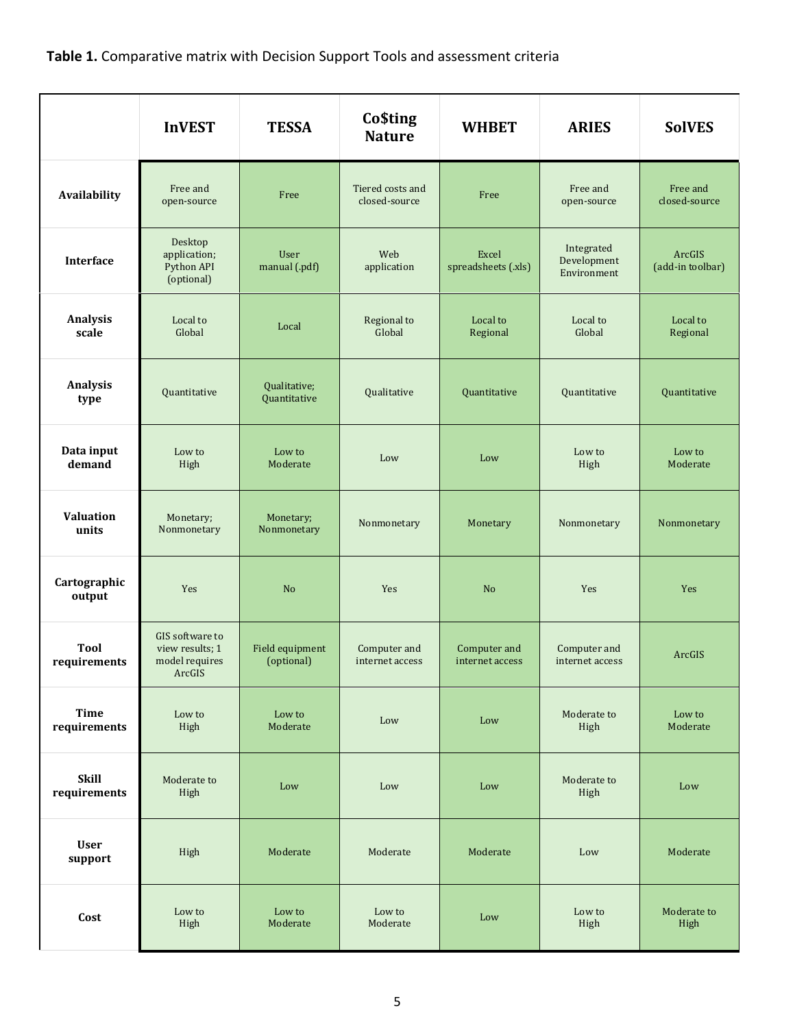**Table 1.** Comparative matrix with Decision Support Tools and assessment criteria

| | **InVEST** | **TESSA** | **Co$ting Nature** | **WHBET** | **ARIES** | **SolVES** |
|---|---|---|---|---|---|---|
| **Availability** | Free and open-source | Free | Tiered costs and closed-source | Free | Free and open-source | Free and closed-source |
| **Interface** | Desktop application; Python API (optional) | User manual (.pdf) | Web application | Excel spreadsheets (.xls) | Integrated Development Environment | ArcGIS (add-in toolbar) |
| **Analysis scale** | Local to Global | Local | Regional to Global | Local to Regional | Local to Global | Local to Regional |
| **Analysis type** | Quantitative | Qualitative; Quantitative | Qualitative | Quantitative | Quantitative | Quantitative |
| **Data input demand** | Low to High | Low to Moderate | Low | Low | Low to High | Low to Moderate |
| **Valuation units** | Monetary; Nonmonetary | Monetary; Nonmonetary | Nonmonetary | Monetary | Nonmonetary | Nonmonetary |
| **Cartographic output** | Yes | No | Yes | No | Yes | Yes |
| **Tool requirements** | GIS software to view results; 1 model requires ArcGIS | Field equipment (optional) | Computer and internet access | Computer and internet access | Computer and internet access | ArcGIS |
| **Time requirements** | Low to High | Low to Moderate | Low | Low | Moderate to High | Low to Moderate |
| **Skill requirements** | Moderate to High | Low | Low | Low | Moderate to High | Low |
| **User support** | High | Moderate | Moderate | Moderate | Low | Moderate |
| **Cost** | Low to High | Low to Moderate | Low to Moderate | Low | Low to High | Moderate to High |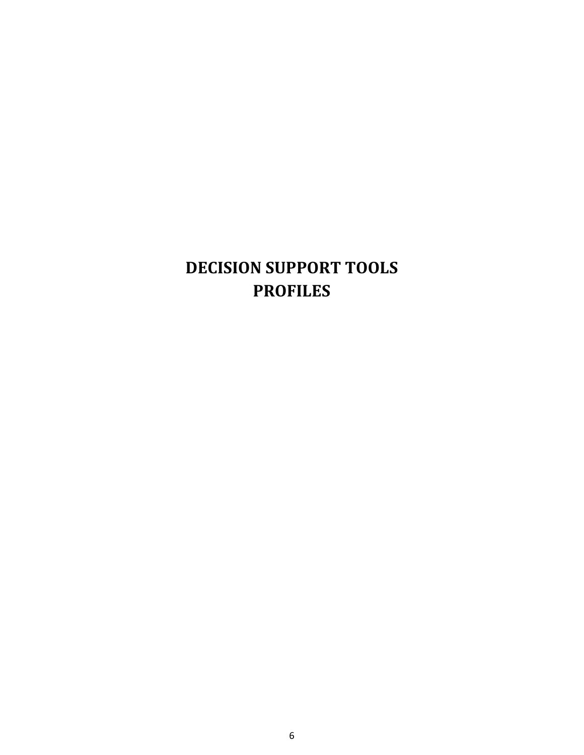# DECISION SUPPORT TOOLS PROFILES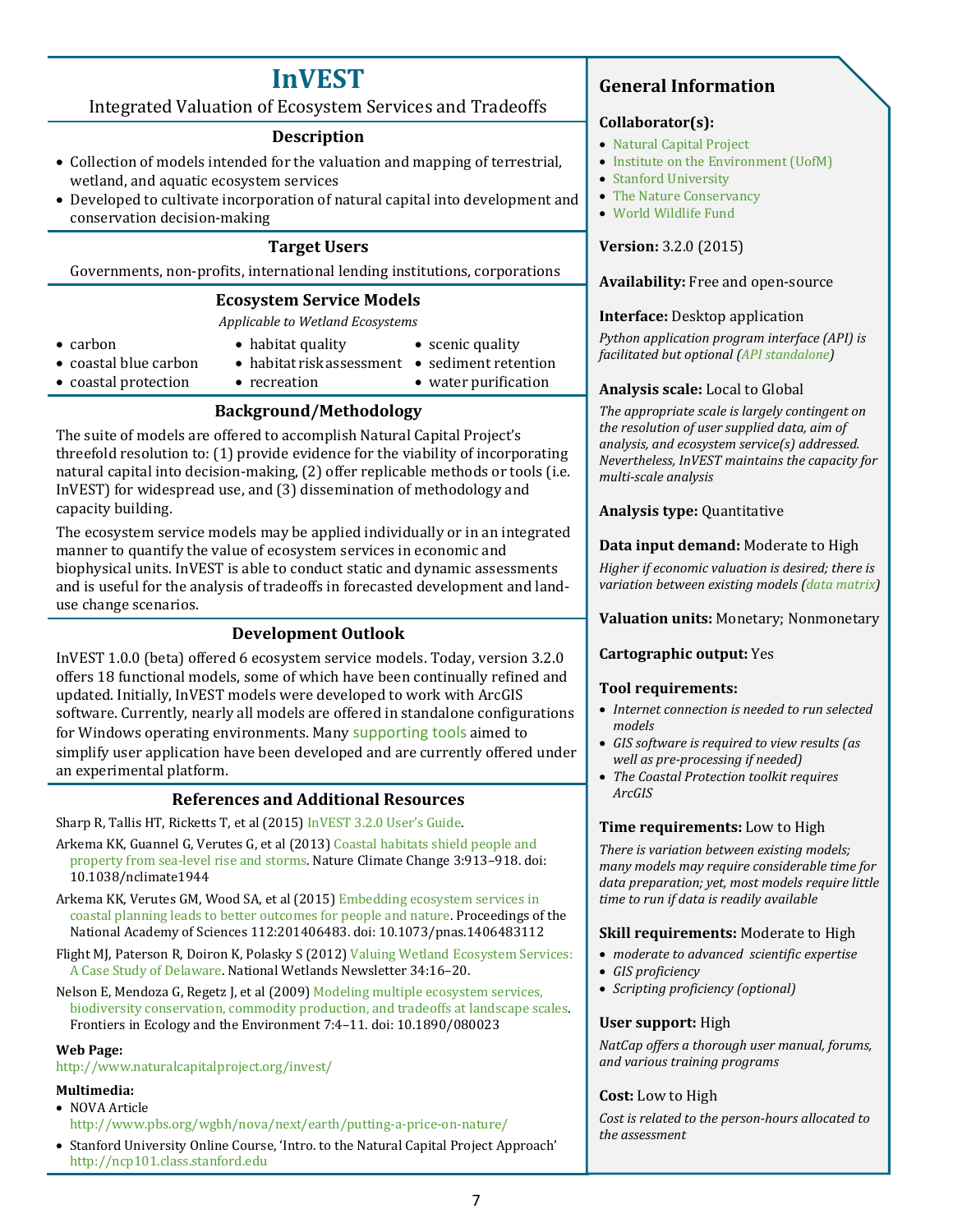# InVEST

Integrated Valuation of Ecosystem Services and Tradeoffs

## Description

- Collection of models intended for the valuation and mapping of terrestrial, wetland, and aquatic ecosystem services
- Developed to cultivate incorporation of natural capital into development and conservation decision-making

## Target Users

Governments, non-profits, international lending institutions, corporations

## Ecosystem Service Models

*Applicable to Wetland Ecosystems*

- carbon
- coastal blue carbon
- coastal protection
- habitat quality
- habitat risk assessment
- recreation
- scenic quality
- sediment retention
- water purification

## Background/Methodology

The suite of models are offered to accomplish Natural Capital Project's threefold resolution to: (1) provide evidence for the viability of incorporating natural capital into decision-making, (2) offer replicable methods or tools (i.e. InVEST) for widespread use, and (3) dissemination of methodology and capacity building.

The ecosystem service models may be applied individually or in an integrated manner to quantify the value of ecosystem services in economic and biophysical units. InVEST is able to conduct static and dynamic assessments and is useful for the analysis of tradeoffs in forecasted development and land-use change scenarios.

## Development Outlook

InVEST 1.0.0 (beta) offered 6 ecosystem service models. Today, version 3.2.0 offers 18 functional models, some of which have been continually refined and updated. Initially, InVEST models were developed to work with ArcGIS software. Currently, nearly all models are offered in standalone configurations for Windows operating environments. Many supporting tools aimed to simplify user application have been developed and are currently offered under an experimental platform.

## References and Additional Resources

Sharp R, Tallis HT, Ricketts T, et al (2015) InVEST 3.2.0 User's Guide.

Arkema KK, Guannel G, Verutes G, et al (2013) Coastal habitats shield people and property from sea-level rise and storms. Nature Climate Change 3:913–918. doi: 10.1038/nclimate1944

Arkema KK, Verutes GM, Wood SA, et al (2015) Embedding ecosystem services in coastal planning leads to better outcomes for people and nature. Proceedings of the National Academy of Sciences 112:201406483. doi: 10.1073/pnas.1406483112

Flight MJ, Paterson R, Doiron K, Polasky S (2012) Valuing Wetland Ecosystem Services: A Case Study of Delaware. National Wetlands Newsletter 34:16–20.

Nelson E, Mendoza G, Regetz J, et al (2009) Modeling multiple ecosystem services, biodiversity conservation, commodity production, and tradeoffs at landscape scales. Frontiers in Ecology and the Environment 7:4–11. doi: 10.1890/080023

**Web Page:**

http://www.naturalcapitalproject.org/invest/

**Multimedia:**

- NOVA Article
  http://www.pbs.org/wgbh/nova/next/earth/putting-a-price-on-nature/
- Stanford University Online Course, 'Intro. to the Natural Capital Project Approach'
  http://ncp101.class.stanford.edu

## General Information

**Collaborator(s):**

- Natural Capital Project
- Institute on the Environment (UofM)
- Stanford University
- The Nature Conservancy
- World Wildlife Fund

**Version:** 3.2.0 (2015)

**Availability:** Free and open-source

**Interface:** Desktop application

*Python application program interface (API) is facilitated but optional (API standalone)*

**Analysis scale:** Local to Global

*The appropriate scale is largely contingent on the resolution of user supplied data, aim of analysis, and ecosystem service(s) addressed. Nevertheless, InVEST maintains the capacity for multi-scale analysis*

**Analysis type:** Quantitative

**Data input demand:** Moderate to High

*Higher if economic valuation is desired; there is variation between existing models (data matrix)*

**Valuation units:** Monetary; Nonmonetary

**Cartographic output:** Yes

**Tool requirements:**

- *Internet connection is needed to run selected models*
- *GIS software is required to view results (as well as pre-processing if needed)*
- *The Coastal Protection toolkit requires ArcGIS*

**Time requirements:** Low to High

*There is variation between existing models; many models may require considerable time for data preparation; yet, most models require little time to run if data is readily available*

**Skill requirements:** Moderate to High

- *moderate to advanced scientific expertise*
- *GIS proficiency*
- *Scripting proficiency (optional)*

**User support:** High

*NatCap offers a thorough user manual, forums, and various training programs*

**Cost:** Low to High

*Cost is related to the person-hours allocated to the assessment*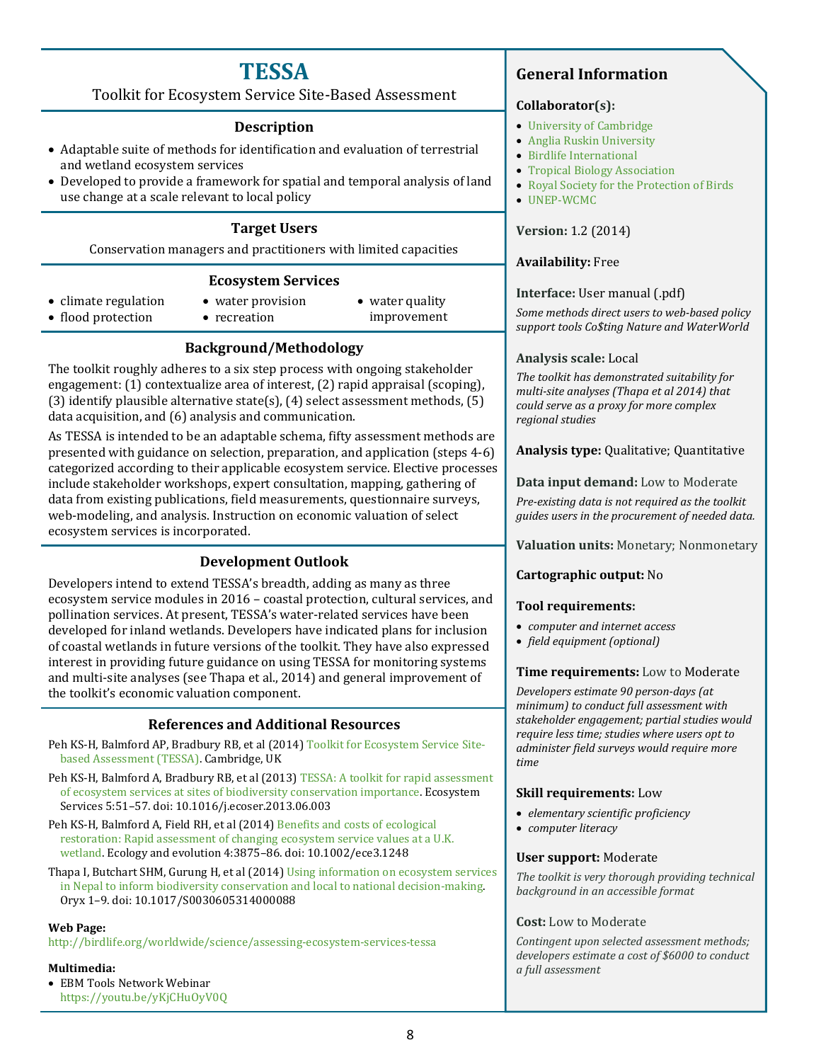# TESSA

Toolkit for Ecosystem Service Site-Based Assessment

## Description

- Adaptable suite of methods for identification and evaluation of terrestrial and wetland ecosystem services
- Developed to provide a framework for spatial and temporal analysis of land use change at a scale relevant to local policy

## Target Users

Conservation managers and practitioners with limited capacities

## Ecosystem Services

- climate regulation
- flood protection
- water provision
- recreation
- water quality improvement

## Background/Methodology

The toolkit roughly adheres to a six step process with ongoing stakeholder engagement: (1) contextualize area of interest, (2) rapid appraisal (scoping), (3) identify plausible alternative state(s), (4) select assessment methods, (5) data acquisition, and (6) analysis and communication.

As TESSA is intended to be an adaptable schema, fifty assessment methods are presented with guidance on selection, preparation, and application (steps 4-6) categorized according to their applicable ecosystem service. Elective processes include stakeholder workshops, expert consultation, mapping, gathering of data from existing publications, field measurements, questionnaire surveys, web-modeling, and analysis. Instruction on economic valuation of select ecosystem services is incorporated.

## Development Outlook

Developers intend to extend TESSA's breadth, adding as many as three ecosystem service modules in 2016 – coastal protection, cultural services, and pollination services. At present, TESSA's water-related services have been developed for inland wetlands. Developers have indicated plans for inclusion of coastal wetlands in future versions of the toolkit. They have also expressed interest in providing future guidance on using TESSA for monitoring systems and multi-site analyses (see Thapa et al., 2014) and general improvement of the toolkit's economic valuation component.

## References and Additional Resources

Peh KS-H, Balmford AP, Bradbury RB, et al (2014) Toolkit for Ecosystem Service Site-based Assessment (TESSA). Cambridge, UK

Peh KS-H, Balmford A, Bradbury RB, et al (2013) TESSA: A toolkit for rapid assessment of ecosystem services at sites of biodiversity conservation importance. Ecosystem Services 5:51–57. doi: 10.1016/j.ecoser.2013.06.003

Peh KS-H, Balmford A, Field RH, et al (2014) Benefits and costs of ecological restoration: Rapid assessment of changing ecosystem service values at a U.K. wetland. Ecology and evolution 4:3875–86. doi: 10.1002/ece3.1248

Thapa I, Butchart SHM, Gurung H, et al (2014) Using information on ecosystem services in Nepal to inform biodiversity conservation and local to national decision-making. Oryx 1–9. doi: 10.1017/S0030605314000088

**Web Page:**
http://birdlife.org/worldwide/science/assessing-ecosystem-services-tessa

**Multimedia:**
- EBM Tools Network Webinar https://youtu.be/yKjCHuOyV0Q

## General Information

**Collaborator(s):**

- University of Cambridge
- Anglia Ruskin University
- Birdlife International
- Tropical Biology Association
- Royal Society for the Protection of Birds
- UNEP-WCMC

**Version:** 1.2 (2014)

**Availability:** Free

**Interface:** User manual (.pdf)

*Some methods direct users to web-based policy support tools Co$ting Nature and WaterWorld*

**Analysis scale:** Local

*The toolkit has demonstrated suitability for multi-site analyses (Thapa et al 2014) that could serve as a proxy for more complex regional studies*

**Analysis type:** Qualitative; Quantitative

**Data input demand:** Low to Moderate

*Pre-existing data is not required as the toolkit guides users in the procurement of needed data.*

**Valuation units:** Monetary; Nonmonetary

**Cartographic output:** No

**Tool requirements:**

- *computer and internet access*
- *field equipment (optional)*

**Time requirements:** Low to Moderate

*Developers estimate 90 person-days (at minimum) to conduct full assessment with stakeholder engagement; partial studies would require less time; studies where users opt to administer field surveys would require more time*

**Skill requirements:** Low

- *elementary scientific proficiency*
- *computer literacy*

**User support:** Moderate

*The toolkit is very thorough providing technical background in an accessible format*

**Cost:** Low to Moderate

*Contingent upon selected assessment methods; developers estimate a cost of $6000 to conduct a full assessment*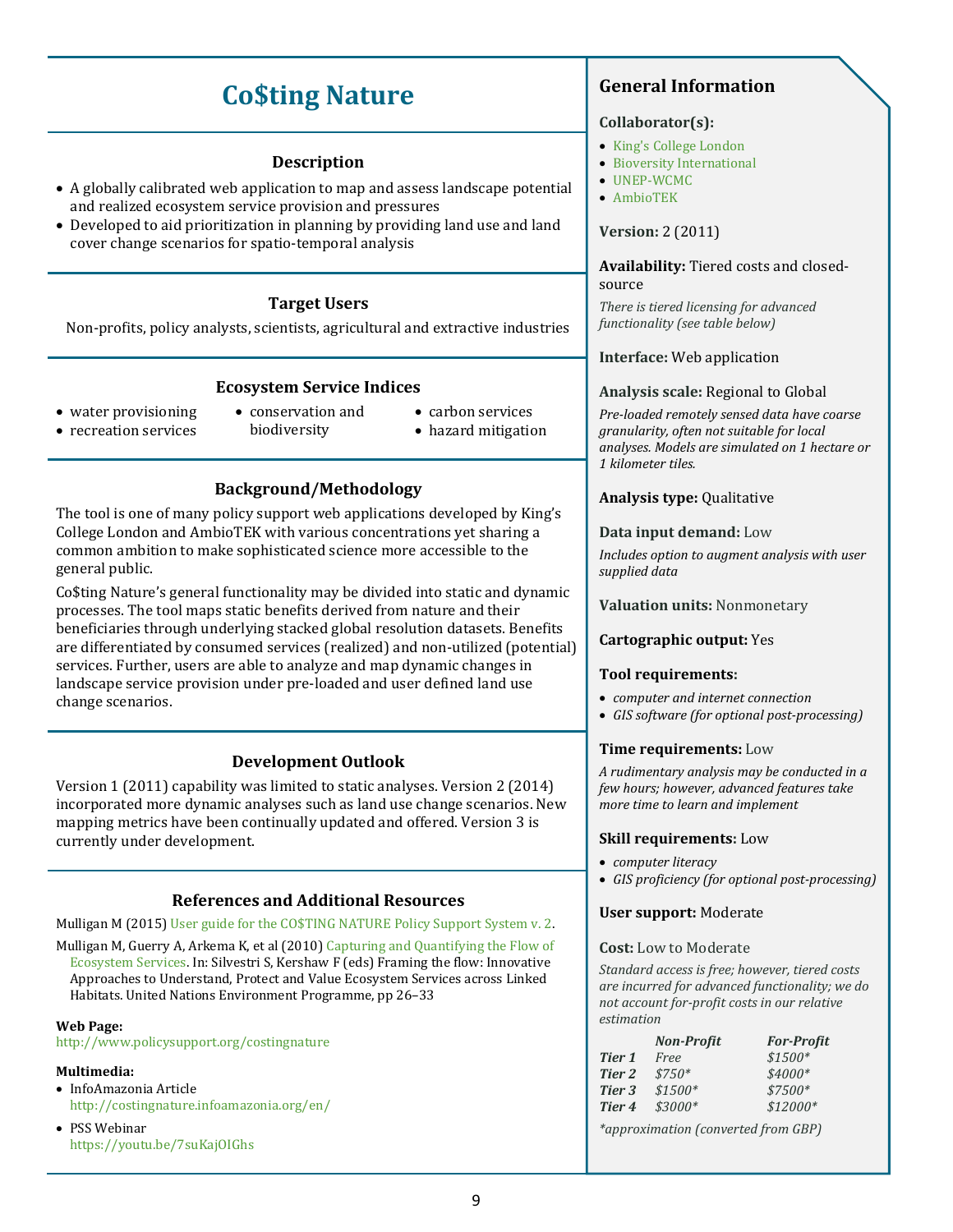# Co$ting Nature

## Description

- A globally calibrated web application to map and assess landscape potential and realized ecosystem service provision and pressures
- Developed to aid prioritization in planning by providing land use and land cover change scenarios for spatio-temporal analysis

## Target Users

Non-profits, policy analysts, scientists, agricultural and extractive industries

## Ecosystem Service Indices

- water provisioning
- recreation services
- conservation and biodiversity
- carbon services
- hazard mitigation

## Background/Methodology

The tool is one of many policy support web applications developed by King's College London and AmbioTEK with various concentrations yet sharing a common ambition to make sophisticated science more accessible to the general public.

Co$ting Nature's general functionality may be divided into static and dynamic processes. The tool maps static benefits derived from nature and their beneficiaries through underlying stacked global resolution datasets. Benefits are differentiated by consumed services (realized) and non-utilized (potential) services. Further, users are able to analyze and map dynamic changes in landscape service provision under pre-loaded and user defined land use change scenarios.

## Development Outlook

Version 1 (2011) capability was limited to static analyses. Version 2 (2014) incorporated more dynamic analyses such as land use change scenarios. New mapping metrics have been continually updated and offered. Version 3 is currently under development.

## References and Additional Resources

Mulligan M (2015) User guide for the CO$TING NATURE Policy Support System v. 2.

Mulligan M, Guerry A, Arkema K, et al (2010) Capturing and Quantifying the Flow of Ecosystem Services. In: Silvestri S, Kershaw F (eds) Framing the flow: Innovative Approaches to Understand, Protect and Value Ecosystem Services across Linked Habitats. United Nations Environment Programme, pp 26–33

**Web Page:**
http://www.policysupport.org/costingnature

**Multimedia:**

- InfoAmazonia Article
  http://costingnature.infoamazonia.org/en/
- PSS Webinar
  https://youtu.be/7suKajOIGhs

## General Information

**Collaborator(s):**

- King's College London
- Bioversity International
- UNEP-WCMC
- AmbioTEK

**Version:** 2 (2011)

**Availability:** Tiered costs and closed-source

*There is tiered licensing for advanced functionality (see table below)*

**Interface:** Web application

**Analysis scale:** Regional to Global

*Pre-loaded remotely sensed data have coarse granularity, often not suitable for local analyses. Models are simulated on 1 hectare or 1 kilometer tiles.*

**Analysis type:** Qualitative

**Data input demand:** Low

*Includes option to augment analysis with user supplied data*

**Valuation units:** Nonmonetary

**Cartographic output:** Yes

**Tool requirements:**

- *computer and internet connection*
- *GIS software (for optional post-processing)*

**Time requirements:** Low

*A rudimentary analysis may be conducted in a few hours; however, advanced features take more time to learn and implement*

**Skill requirements:** Low

- *computer literacy*
- *GIS proficiency (for optional post-processing)*

**User support:** Moderate

**Cost:** Low to Moderate

*Standard access is free; however, tiered costs are incurred for advanced functionality; we do not account for-profit costs in our relative estimation*

| | *Non-Profit* | *For-Profit* |
|---|---|---|
| *Tier 1* | *Free* | *$1500** |
| *Tier 2* | *$750** | *$4000** |
| *Tier 3* | *$1500** | *$7500** |
| *Tier 4* | *$3000** | *$12000** |

**approximation (converted from GBP)*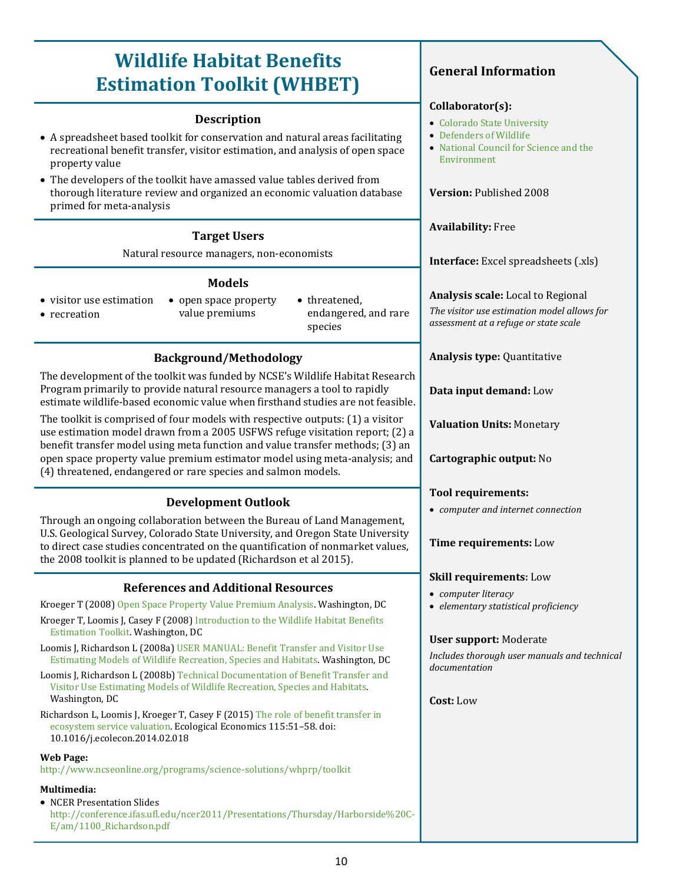# Wildlife Habitat Benefits Estimation Toolkit (WHBET)

## Description

- A spreadsheet based toolkit for conservation and natural areas facilitating recreational benefit transfer, visitor estimation, and analysis of open space property value
- The developers of the toolkit have amassed value tables derived from thorough literature review and organized an economic valuation database primed for meta-analysis

## Target Users

Natural resource managers, non-economists

## Models

- visitor use estimation
- recreation
- open space property value premiums
- threatened, endangered, and rare species

## Background/Methodology

The development of the toolkit was funded by NCSE's Wildlife Habitat Research Program primarily to provide natural resource managers a tool to rapidly estimate wildlife-based economic value when firsthand studies are not feasible.

The toolkit is comprised of four models with respective outputs: (1) a visitor use estimation model drawn from a 2005 USFWS refuge visitation report; (2) a benefit transfer model using meta function and value transfer methods; (3) an open space property value premium estimator model using meta-analysis; and (4) threatened, endangered or rare species and salmon models.

## Development Outlook

Through an ongoing collaboration between the Bureau of Land Management, U.S. Geological Survey, Colorado State University, and Oregon State University to direct case studies concentrated on the quantification of nonmarket values, the 2008 toolkit is planned to be updated (Richardson et al 2015).

## References and Additional Resources

Kroeger T (2008) Open Space Property Value Premium Analysis. Washington, DC

Kroeger T, Loomis J, Casey F (2008) Introduction to the Wildlife Habitat Benefits Estimation Toolkit. Washington, DC

Loomis J, Richardson L (2008a) USER MANUAL: Benefit Transfer and Visitor Use Estimating Models of Wildlife Recreation, Species and Habitats. Washington, DC

Loomis J, Richardson L (2008b) Technical Documentation of Benefit Transfer and Visitor Use Estimating Models of Wildlife Recreation, Species and Habitats. Washington, DC

Richardson L, Loomis J, Kroeger T, Casey F (2015) The role of benefit transfer in ecosystem service valuation. Ecological Economics 115:51–58. doi: 10.1016/j.ecolecon.2014.02.018

**Web Page:**
http://www.ncseonline.org/programs/science-solutions/whprp/toolkit

**Multimedia:**

- NCER Presentation Slides http://conference.ifas.ufl.edu/ncer2011/Presentations/Thursday/Harborside%20C-E/am/1100_Richardson.pdf

## General Information

**Collaborator(s):**

- Colorado State University
- Defenders of Wildlife
- National Council for Science and the Environment

**Version:** Published 2008

**Availability:** Free

**Interface:** Excel spreadsheets (.xls)

**Analysis scale:** Local to Regional
*The visitor use estimation model allows for assessment at a refuge or state scale*

**Analysis type:** Quantitative

**Data input demand:** Low

**Valuation Units:** Monetary

**Cartographic output:** No

**Tool requirements:**

- *computer and internet connection*

**Time requirements:** Low

**Skill requirements:** Low

- *computer literacy*
- *elementary statistical proficiency*

**User support:** Moderate
*Includes thorough user manuals and technical documentation*

**Cost:** Low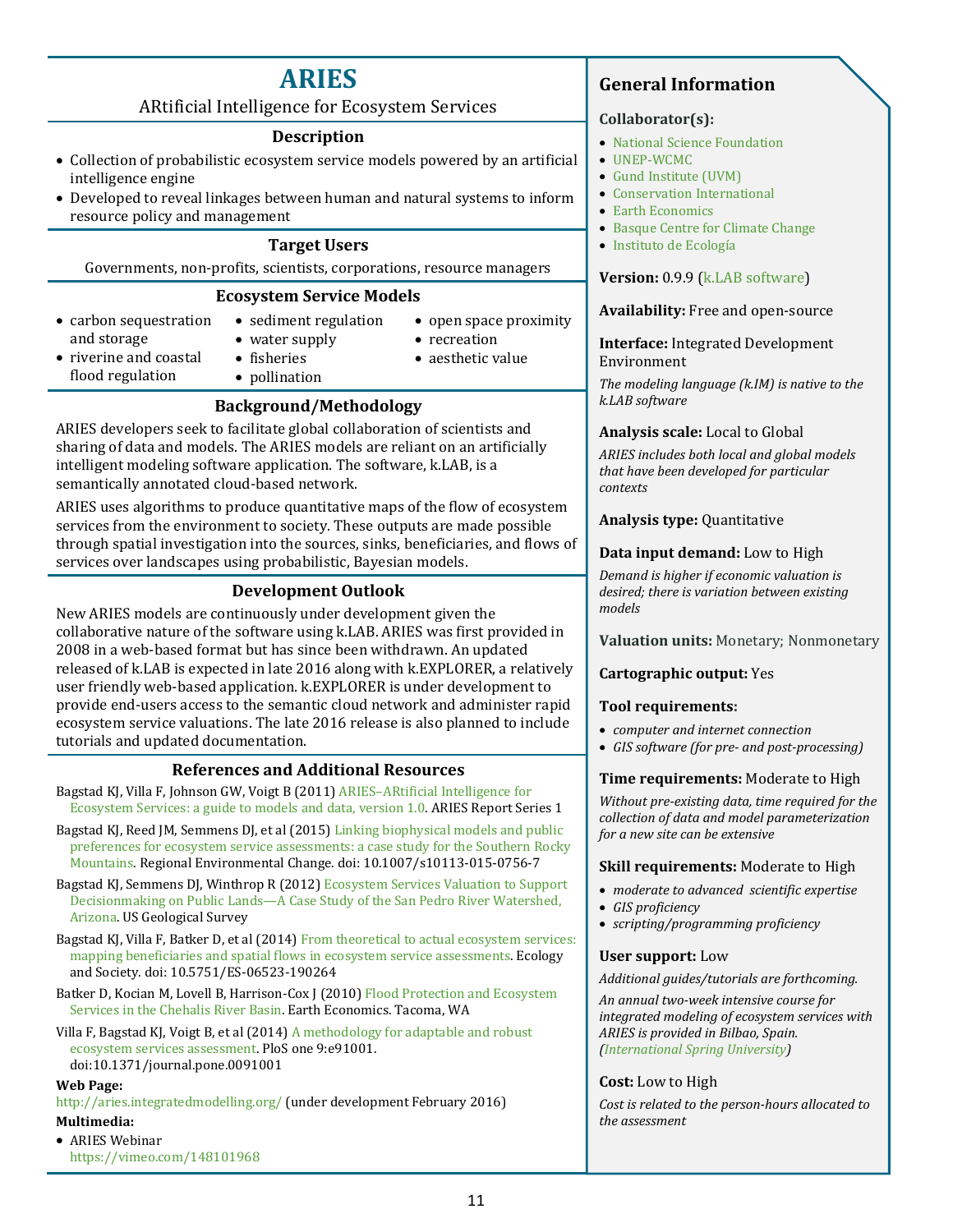# ARIES

ARtificial Intelligence for Ecosystem Services

## Description

- Collection of probabilistic ecosystem service models powered by an artificial intelligence engine
- Developed to reveal linkages between human and natural systems to inform resource policy and management

## Target Users

Governments, non-profits, scientists, corporations, resource managers

## Ecosystem Service Models

- carbon sequestration and storage
- riverine and coastal flood regulation
- sediment regulation
- water supply
- fisheries
- pollination
- open space proximity
- recreation
- aesthetic value

## Background/Methodology

ARIES developers seek to facilitate global collaboration of scientists and sharing of data and models. The ARIES models are reliant on an artificially intelligent modeling software application. The software, k.LAB, is a semantically annotated cloud-based network.

ARIES uses algorithms to produce quantitative maps of the flow of ecosystem services from the environment to society. These outputs are made possible through spatial investigation into the sources, sinks, beneficiaries, and flows of services over landscapes using probabilistic, Bayesian models.

## Development Outlook

New ARIES models are continuously under development given the collaborative nature of the software using k.LAB. ARIES was first provided in 2008 in a web-based format but has since been withdrawn. An updated released of k.LAB is expected in late 2016 along with k.EXPLORER, a relatively user friendly web-based application. k.EXPLORER is under development to provide end-users access to the semantic cloud network and administer rapid ecosystem service valuations. The late 2016 release is also planned to include tutorials and updated documentation.

## References and Additional Resources

Bagstad KJ, Villa F, Johnson GW, Voigt B (2011) ARIES–ARtificial Intelligence for Ecosystem Services: a guide to models and data, version 1.0. ARIES Report Series 1

Bagstad KJ, Reed JM, Semmens DJ, et al (2015) Linking biophysical models and public preferences for ecosystem service assessments: a case study for the Southern Rocky Mountains. Regional Environmental Change. doi: 10.1007/s10113-015-0756-7

Bagstad KJ, Semmens DJ, Winthrop R (2012) Ecosystem Services Valuation to Support Decisionmaking on Public Lands—A Case Study of the San Pedro River Watershed, Arizona. US Geological Survey

Bagstad KJ, Villa F, Batker D, et al (2014) From theoretical to actual ecosystem services: mapping beneficiaries and spatial flows in ecosystem service assessments. Ecology and Society. doi: 10.5751/ES-06523-190264

Batker D, Kocian M, Lovell B, Harrison-Cox J (2010) Flood Protection and Ecosystem Services in the Chehalis River Basin. Earth Economics. Tacoma, WA

Villa F, Bagstad KJ, Voigt B, et al (2014) A methodology for adaptable and robust ecosystem services assessment. PloS one 9:e91001. doi:10.1371/journal.pone.0091001

**Web Page:**

http://aries.integratedmodelling.org/ (under development February 2016)

**Multimedia:**

- ARIES Webinar https://vimeo.com/148101968

## General Information

**Collaborator(s):**

- National Science Foundation
- UNEP-WCMC
- Gund Institute (UVM)
- Conservation International
- Earth Economics
- Basque Centre for Climate Change
- Instituto de Ecología

**Version:** 0.9.9 (k.LAB software)

**Availability:** Free and open-source

**Interface:** Integrated Development Environment

*The modeling language (k.IM) is native to the k.LAB software*

**Analysis scale:** Local to Global

*ARIES includes both local and global models that have been developed for particular contexts*

**Analysis type:** Quantitative

**Data input demand:** Low to High

*Demand is higher if economic valuation is desired; there is variation between existing models*

**Valuation units:** Monetary; Nonmonetary

**Cartographic output:** Yes

**Tool requirements:**

- *computer and internet connection*
- *GIS software (for pre- and post-processing)*

**Time requirements:** Moderate to High

*Without pre-existing data, time required for the collection of data and model parameterization for a new site can be extensive*

**Skill requirements:** Moderate to High

- *moderate to advanced scientific expertise*
- *GIS proficiency*
- *scripting/programming proficiency*

**User support:** Low

*Additional guides/tutorials are forthcoming.*

*An annual two-week intensive course for integrated modeling of ecosystem services with ARIES is provided in Bilbao, Spain. (International Spring University)*

**Cost:** Low to High

*Cost is related to the person-hours allocated to the assessment*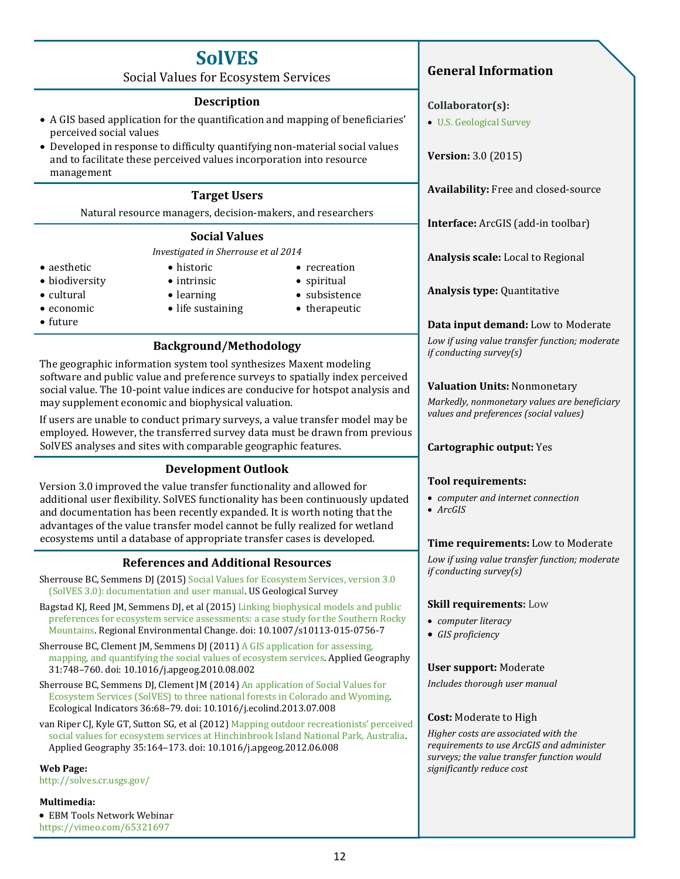# SolVES

Social Values for Ecosystem Services

### Description

- A GIS based application for the quantification and mapping of beneficiaries' perceived social values
- Developed in response to difficulty quantifying non-material social values and to facilitate these perceived values incorporation into resource management

### Target Users

Natural resource managers, decision-makers, and researchers

### Social Values

*Investigated in Sherrouse et al 2014*

- aesthetic
- biodiversity
- cultural
- economic
- future
- historic
- intrinsic
- learning
- life sustaining
- recreation
- spiritual
- subsistence
- therapeutic

### Background/Methodology

The geographic information system tool synthesizes Maxent modeling software and public value and preference surveys to spatially index perceived social value. The 10-point value indices are conducive for hotspot analysis and may supplement economic and biophysical valuation.

If users are unable to conduct primary surveys, a value transfer model may be employed. However, the transferred survey data must be drawn from previous SolVES analyses and sites with comparable geographic features.

### Development Outlook

Version 3.0 improved the value transfer functionality and allowed for additional user flexibility. SolVES functionality has been continuously updated and documentation has been recently expanded. It is worth noting that the advantages of the value transfer model cannot be fully realized for wetland ecosystems until a database of appropriate transfer cases is developed.

### References and Additional Resources

Sherrouse BC, Semmens DJ (2015) Social Values for Ecosystem Services, version 3.0 (SolVES 3.0): documentation and user manual. US Geological Survey

Bagstad KJ, Reed JM, Semmens DJ, et al (2015) Linking biophysical models and public preferences for ecosystem service assessments: a case study for the Southern Rocky Mountains. Regional Environmental Change. doi: 10.1007/s10113-015-0756-7

Sherrouse BC, Clement JM, Semmens DJ (2011) A GIS application for assessing, mapping, and quantifying the social values of ecosystem services. Applied Geography 31:748–760. doi: 10.1016/j.apgeog.2010.08.002

Sherrouse BC, Semmens DJ, Clement JM (2014) An application of Social Values for Ecosystem Services (SolVES) to three national forests in Colorado and Wyoming. Ecological Indicators 36:68–79. doi: 10.1016/j.ecolind.2013.07.008

van Riper CJ, Kyle GT, Sutton SG, et al (2012) Mapping outdoor recreationists' perceived social values for ecosystem services at Hinchinbrook Island National Park, Australia. Applied Geography 35:164–173. doi: 10.1016/j.apgeog.2012.06.008

**Web Page:**
http://solves.cr.usgs.gov/

**Multimedia:**
- EBM Tools Network Webinar
https://vimeo.com/65321697

### General Information

**Collaborator(s):**
- U.S. Geological Survey

**Version:** 3.0 (2015)

**Availability:** Free and closed-source

**Interface:** ArcGIS (add-in toolbar)

**Analysis scale:** Local to Regional

**Analysis type:** Quantitative

**Data input demand:** Low to Moderate
*Low if using value transfer function; moderate if conducting survey(s)*

**Valuation Units:** Nonmonetary
*Markedly, nonmonetary values are beneficiary values and preferences (social values)*

**Cartographic output:** Yes

**Tool requirements:**
- *computer and internet connection*
- *ArcGIS*

**Time requirements:** Low to Moderate
*Low if using value transfer function; moderate if conducting survey(s)*

**Skill requirements:** Low
- *computer literacy*
- *GIS proficiency*

**User support:** Moderate
*Includes thorough user manual*

**Cost:** Moderate to High
*Higher costs are associated with the requirements to use ArcGIS and administer surveys; the value transfer function would significantly reduce cost*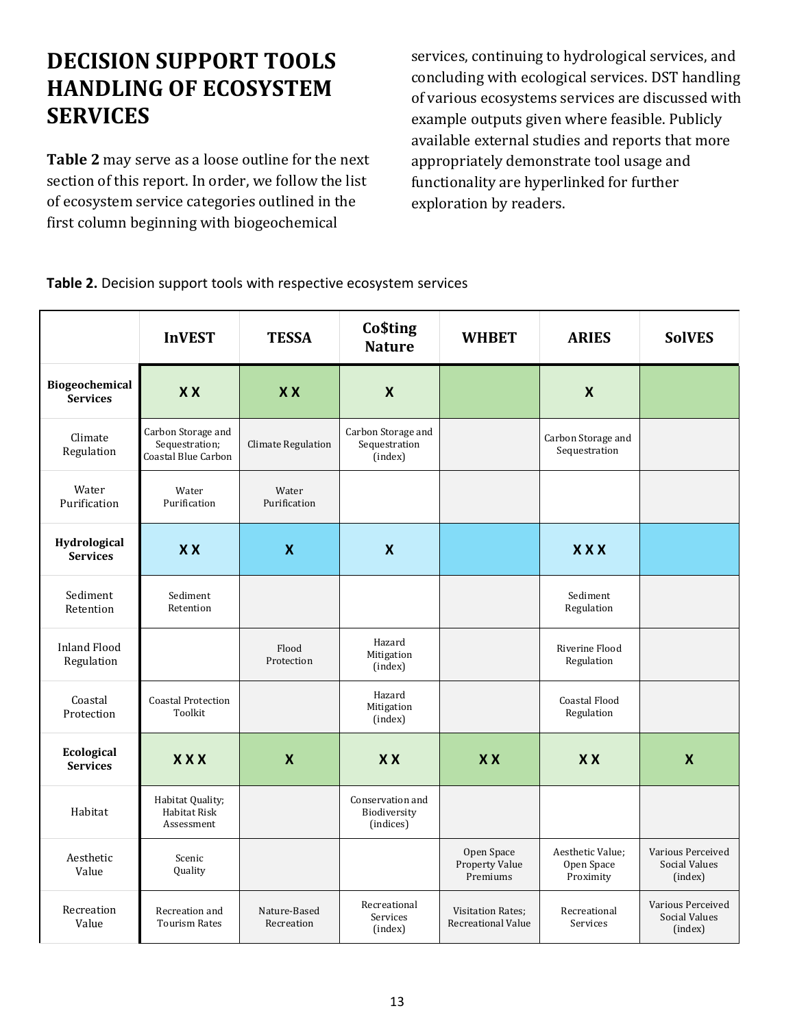# DECISION SUPPORT TOOLS HANDLING OF ECOSYSTEM SERVICES

**Table 2** may serve as a loose outline for the next section of this report. In order, we follow the list of ecosystem service categories outlined in the first column beginning with biogeochemical services, continuing to hydrological services, and concluding with ecological services. DST handling of various ecosystems services are discussed with example outputs given where feasible. Publicly available external studies and reports that more appropriately demonstrate tool usage and functionality are hyperlinked for further exploration by readers.

**Table 2.** Decision support tools with respective ecosystem services

| | InVEST | TESSA | Co$ting Nature | WHBET | ARIES | SolVES |
|---|---|---|---|---|---|---|
| **Biogeochemical Services** | X X | X X | X | | X | |
| Climate Regulation | Carbon Storage and Sequestration; Coastal Blue Carbon | Climate Regulation | Carbon Storage and Sequestration (index) | | Carbon Storage and Sequestration | |
| Water Purification | Water Purification | Water Purification | | | | |
| **Hydrological Services** | X X | X | X | | X X X | |
| Sediment Retention | Sediment Retention | | | | Sediment Regulation | |
| Inland Flood Regulation | | Flood Protection | Hazard Mitigation (index) | | Riverine Flood Regulation | |
| Coastal Protection | Coastal Protection Toolkit | | Hazard Mitigation (index) | | Coastal Flood Regulation | |
| **Ecological Services** | X X X | X | X X | X X | X X | X |
| Habitat | Habitat Quality; Habitat Risk Assessment | | Conservation and Biodiversity (indices) | | | |
| Aesthetic Value | Scenic Quality | | | Open Space Property Value Premiums | Aesthetic Value; Open Space Proximity | Various Perceived Social Values (index) |
| Recreation Value | Recreation and Tourism Rates | Nature-Based Recreation | Recreational Services (index) | Visitation Rates; Recreational Value | Recreational Services | Various Perceived Social Values (index) |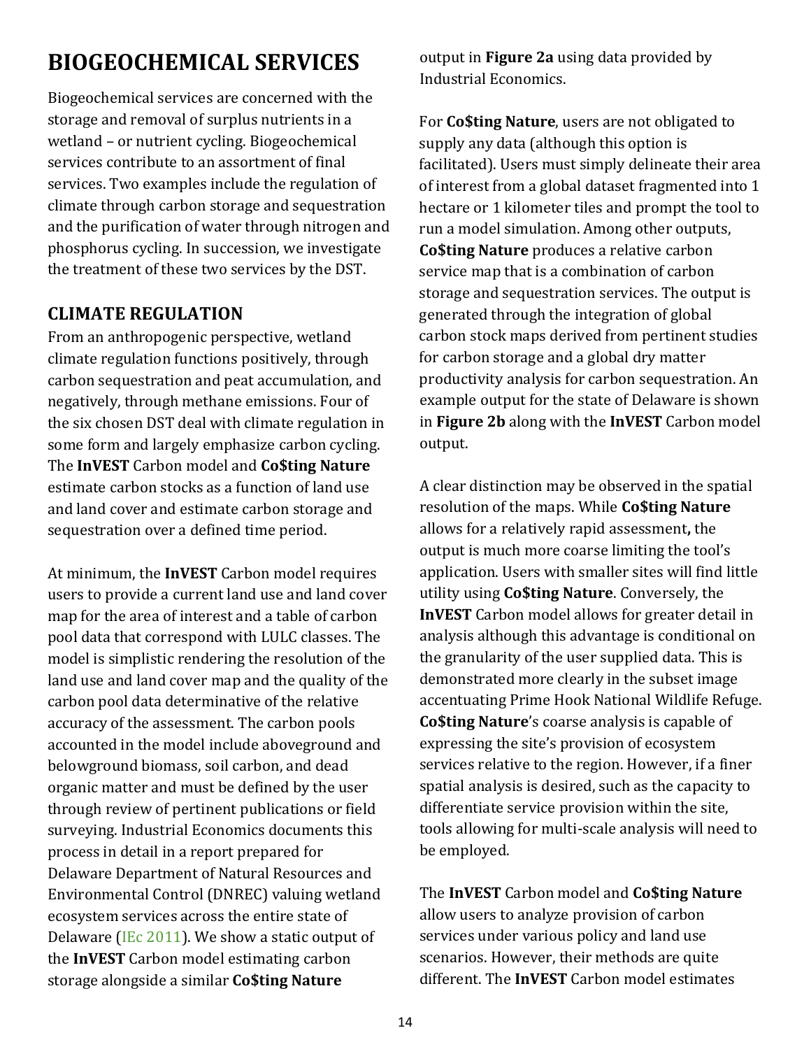# BIOGEOCHEMICAL SERVICES

Biogeochemical services are concerned with the storage and removal of surplus nutrients in a wetland – or nutrient cycling. Biogeochemical services contribute to an assortment of final services. Two examples include the regulation of climate through carbon storage and sequestration and the purification of water through nitrogen and phosphorus cycling. In succession, we investigate the treatment of these two services by the DST.

## CLIMATE REGULATION

From an anthropogenic perspective, wetland climate regulation functions positively, through carbon sequestration and peat accumulation, and negatively, through methane emissions. Four of the six chosen DST deal with climate regulation in some form and largely emphasize carbon cycling. The **InVEST** Carbon model and **Co$ting Nature** estimate carbon stocks as a function of land use and land cover and estimate carbon storage and sequestration over a defined time period.

At minimum, the **InVEST** Carbon model requires users to provide a current land use and land cover map for the area of interest and a table of carbon pool data that correspond with LULC classes. The model is simplistic rendering the resolution of the land use and land cover map and the quality of the carbon pool data determinative of the relative accuracy of the assessment. The carbon pools accounted in the model include aboveground and belowground biomass, soil carbon, and dead organic matter and must be defined by the user through review of pertinent publications or field surveying. Industrial Economics documents this process in detail in a report prepared for Delaware Department of Natural Resources and Environmental Control (DNREC) valuing wetland ecosystem services across the entire state of Delaware (IEc 2011). We show a static output of the **InVEST** Carbon model estimating carbon storage alongside a similar **Co$ting Nature** output in **Figure 2a** using data provided by Industrial Economics.

For **Co$ting Nature**, users are not obligated to supply any data (although this option is facilitated). Users must simply delineate their area of interest from a global dataset fragmented into 1 hectare or 1 kilometer tiles and prompt the tool to run a model simulation. Among other outputs, **Co$ting Nature** produces a relative carbon service map that is a combination of carbon storage and sequestration services. The output is generated through the integration of global carbon stock maps derived from pertinent studies for carbon storage and a global dry matter productivity analysis for carbon sequestration. An example output for the state of Delaware is shown in **Figure 2b** along with the **InVEST** Carbon model output.

A clear distinction may be observed in the spatial resolution of the maps. While **Co$ting Nature** allows for a relatively rapid assessment**,** the output is much more coarse limiting the tool's application. Users with smaller sites will find little utility using **Co$ting Nature**. Conversely, the **InVEST** Carbon model allows for greater detail in analysis although this advantage is conditional on the granularity of the user supplied data. This is demonstrated more clearly in the subset image accentuating Prime Hook National Wildlife Refuge. **Co$ting Nature**'s coarse analysis is capable of expressing the site's provision of ecosystem services relative to the region. However, if a finer spatial analysis is desired, such as the capacity to differentiate service provision within the site, tools allowing for multi-scale analysis will need to be employed.

The **InVEST** Carbon model and **Co$ting Nature** allow users to analyze provision of carbon services under various policy and land use scenarios. However, their methods are quite different. The **InVEST** Carbon model estimates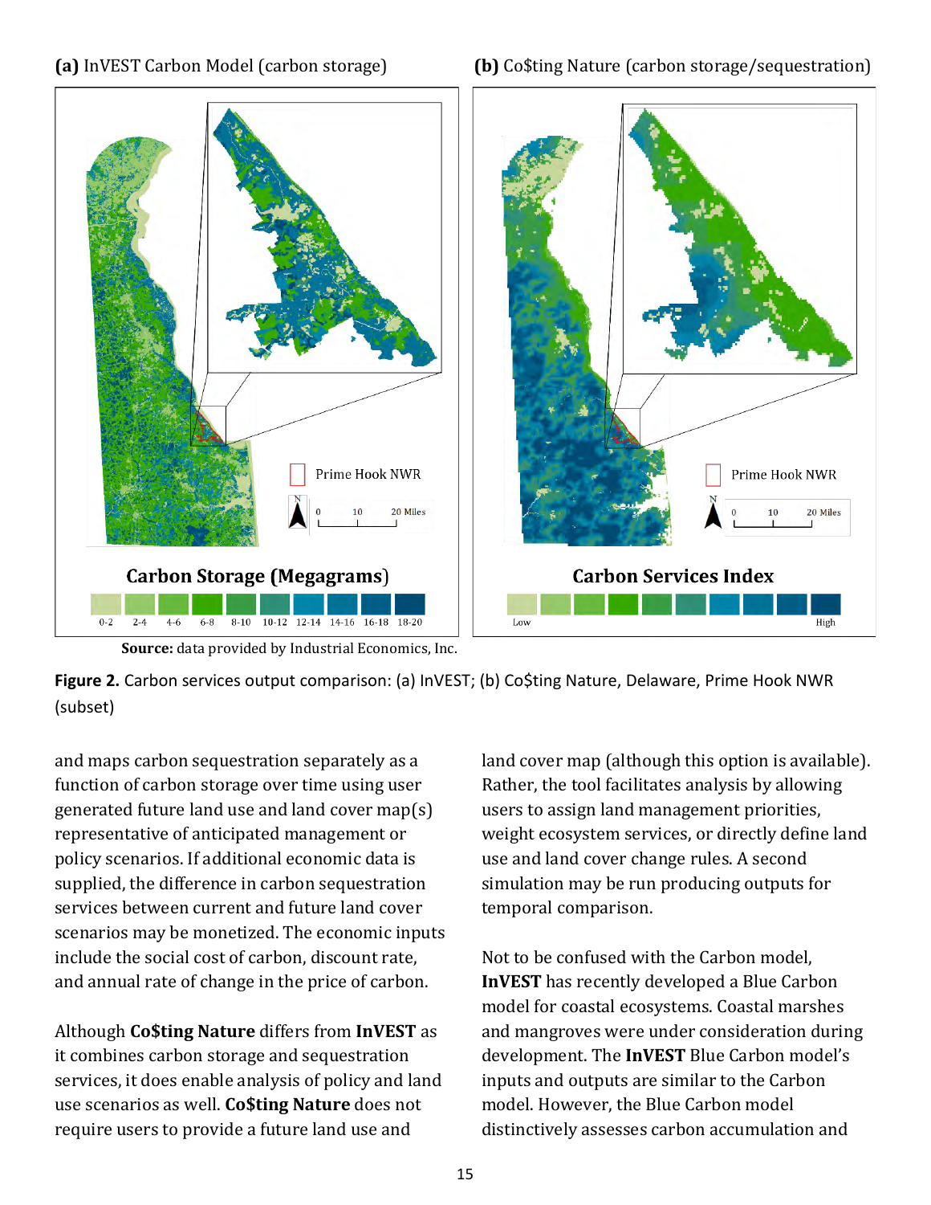**(a)** InVEST Carbon Model (carbon storage)

**(b)** Co$ting Nature (carbon storage/sequestration)

**Source:** data provided by Industrial Economics, Inc.

**Figure 2.** Carbon services output comparison: (a) InVEST; (b) Co$ting Nature, Delaware, Prime Hook NWR (subset)

and maps carbon sequestration separately as a function of carbon storage over time using user generated future land use and land cover map(s) representative of anticipated management or policy scenarios. If additional economic data is supplied, the difference in carbon sequestration services between current and future land cover scenarios may be monetized. The economic inputs include the social cost of carbon, discount rate, and annual rate of change in the price of carbon.

Although **Co$ting Nature** differs from **InVEST** as it combines carbon storage and sequestration services, it does enable analysis of policy and land use scenarios as well. **Co$ting Nature** does not require users to provide a future land use and land cover map (although this option is available). Rather, the tool facilitates analysis by allowing users to assign land management priorities, weight ecosystem services, or directly define land use and land cover change rules. A second simulation may be run producing outputs for temporal comparison.

Not to be confused with the Carbon model, **InVEST** has recently developed a Blue Carbon model for coastal ecosystems. Coastal marshes and mangroves were under consideration during development. The **InVEST** Blue Carbon model's inputs and outputs are similar to the Carbon model. However, the Blue Carbon model distinctively assesses carbon accumulation and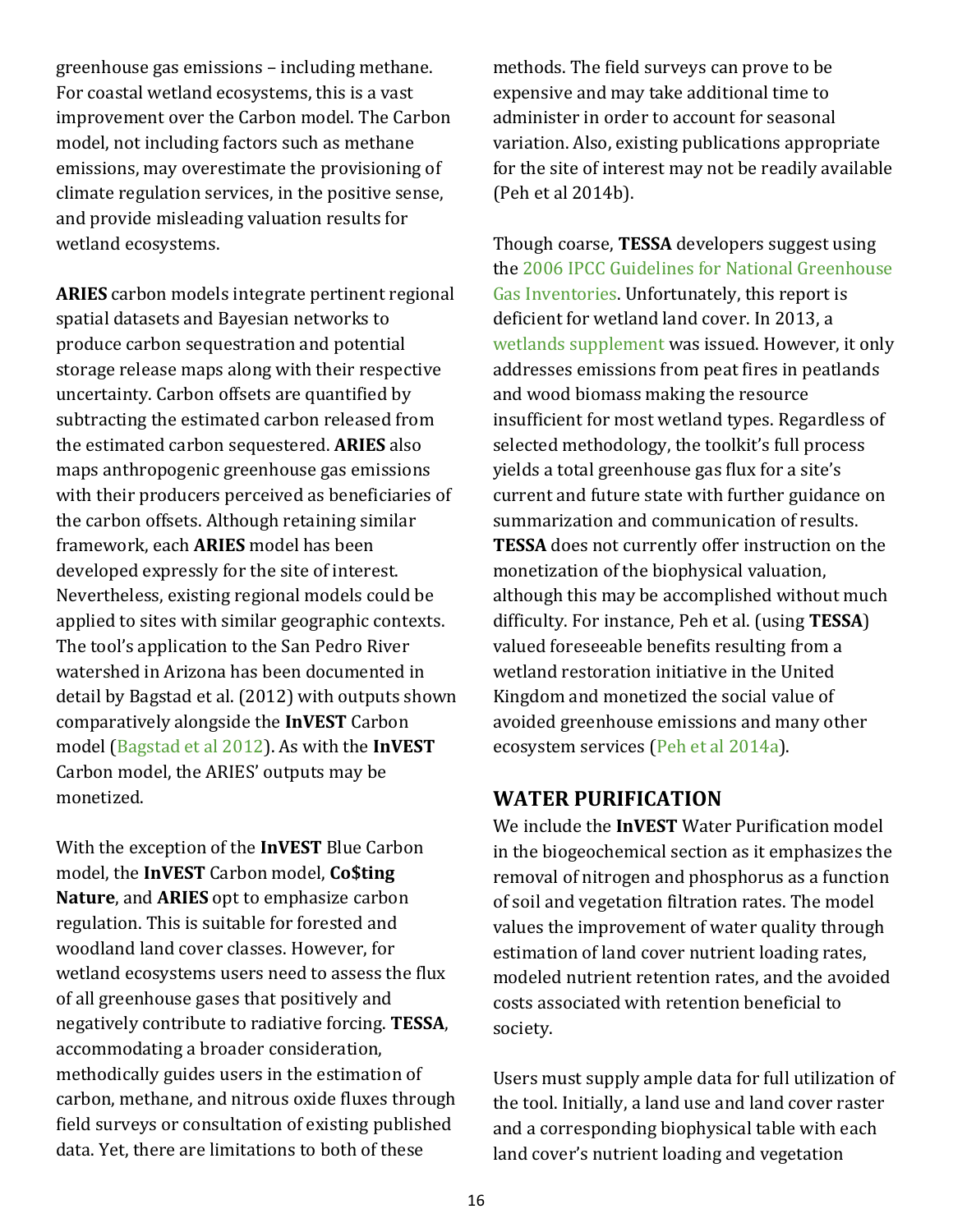greenhouse gas emissions – including methane. For coastal wetland ecosystems, this is a vast improvement over the Carbon model. The Carbon model, not including factors such as methane emissions, may overestimate the provisioning of climate regulation services, in the positive sense, and provide misleading valuation results for wetland ecosystems.

**ARIES** carbon models integrate pertinent regional spatial datasets and Bayesian networks to produce carbon sequestration and potential storage release maps along with their respective uncertainty. Carbon offsets are quantified by subtracting the estimated carbon released from the estimated carbon sequestered. **ARIES** also maps anthropogenic greenhouse gas emissions with their producers perceived as beneficiaries of the carbon offsets. Although retaining similar framework, each **ARIES** model has been developed expressly for the site of interest. Nevertheless, existing regional models could be applied to sites with similar geographic contexts. The tool's application to the San Pedro River watershed in Arizona has been documented in detail by Bagstad et al. (2012) with outputs shown comparatively alongside the **InVEST** Carbon model (Bagstad et al 2012). As with the **InVEST** Carbon model, the ARIES' outputs may be monetized.

With the exception of the **InVEST** Blue Carbon model, the **InVEST** Carbon model, **Co$ting Nature**, and **ARIES** opt to emphasize carbon regulation. This is suitable for forested and woodland land cover classes. However, for wetland ecosystems users need to assess the flux of all greenhouse gases that positively and negatively contribute to radiative forcing. **TESSA**, accommodating a broader consideration, methodically guides users in the estimation of carbon, methane, and nitrous oxide fluxes through field surveys or consultation of existing published data. Yet, there are limitations to both of these methods. The field surveys can prove to be expensive and may take additional time to administer in order to account for seasonal variation. Also, existing publications appropriate for the site of interest may not be readily available (Peh et al 2014b).

Though coarse, **TESSA** developers suggest using the 2006 IPCC Guidelines for National Greenhouse Gas Inventories. Unfortunately, this report is deficient for wetland land cover. In 2013, a wetlands supplement was issued. However, it only addresses emissions from peat fires in peatlands and wood biomass making the resource insufficient for most wetland types. Regardless of selected methodology, the toolkit's full process yields a total greenhouse gas flux for a site's current and future state with further guidance on summarization and communication of results. **TESSA** does not currently offer instruction on the monetization of the biophysical valuation, although this may be accomplished without much difficulty. For instance, Peh et al. (using **TESSA**) valued foreseeable benefits resulting from a wetland restoration initiative in the United Kingdom and monetized the social value of avoided greenhouse emissions and many other ecosystem services (Peh et al 2014a).

## WATER PURIFICATION

We include the **InVEST** Water Purification model in the biogeochemical section as it emphasizes the removal of nitrogen and phosphorus as a function of soil and vegetation filtration rates. The model values the improvement of water quality through estimation of land cover nutrient loading rates, modeled nutrient retention rates, and the avoided costs associated with retention beneficial to society.

Users must supply ample data for full utilization of the tool. Initially, a land use and land cover raster and a corresponding biophysical table with each land cover's nutrient loading and vegetation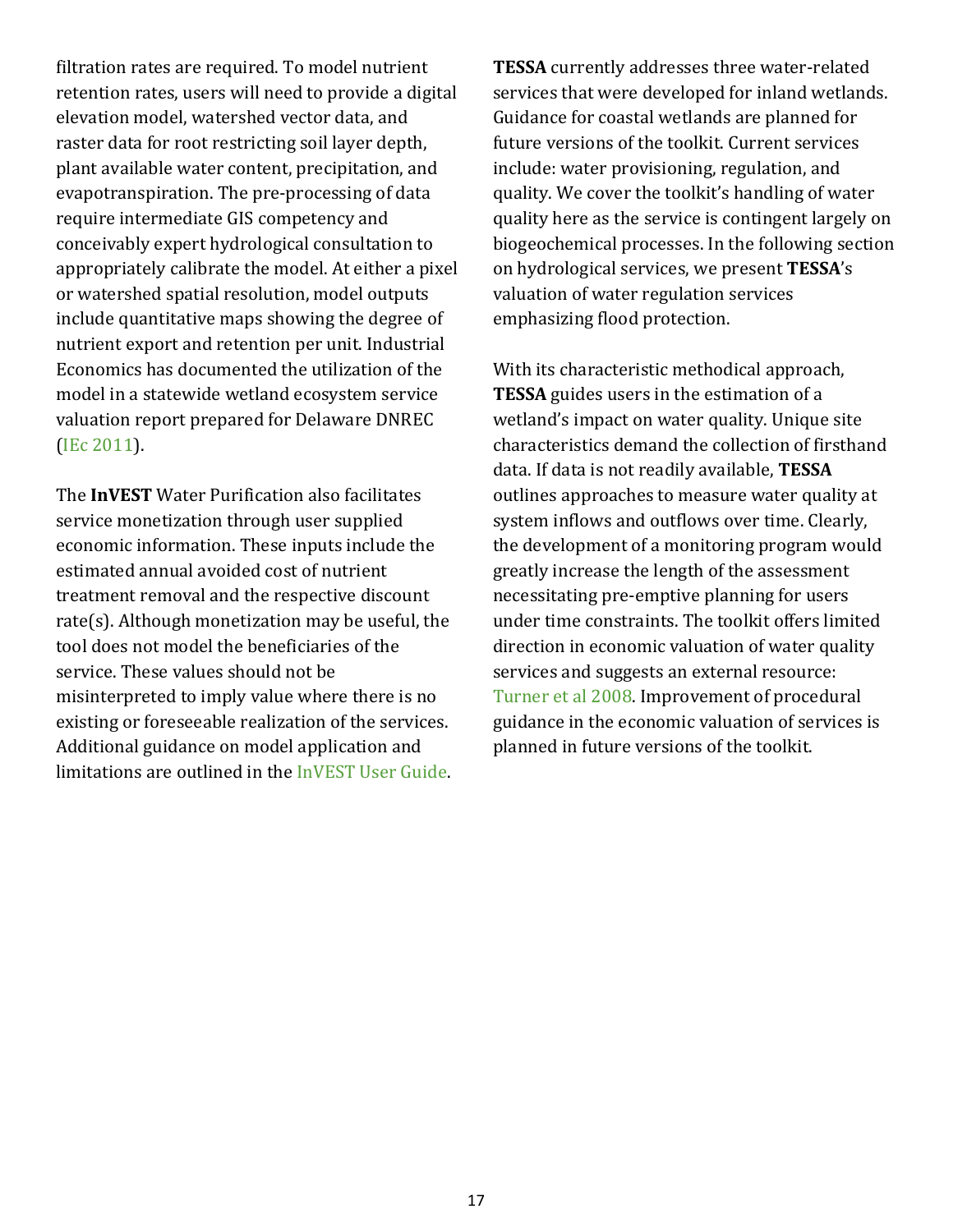filtration rates are required. To model nutrient retention rates, users will need to provide a digital elevation model, watershed vector data, and raster data for root restricting soil layer depth, plant available water content, precipitation, and evapotranspiration. The pre-processing of data require intermediate GIS competency and conceivably expert hydrological consultation to appropriately calibrate the model. At either a pixel or watershed spatial resolution, model outputs include quantitative maps showing the degree of nutrient export and retention per unit. Industrial Economics has documented the utilization of the model in a statewide wetland ecosystem service valuation report prepared for Delaware DNREC (IEc 2011).

The **InVEST** Water Purification also facilitates service monetization through user supplied economic information. These inputs include the estimated annual avoided cost of nutrient treatment removal and the respective discount rate(s). Although monetization may be useful, the tool does not model the beneficiaries of the service. These values should not be misinterpreted to imply value where there is no existing or foreseeable realization of the services. Additional guidance on model application and limitations are outlined in the InVEST User Guide.

**TESSA** currently addresses three water-related services that were developed for inland wetlands. Guidance for coastal wetlands are planned for future versions of the toolkit. Current services include: water provisioning, regulation, and quality. We cover the toolkit's handling of water quality here as the service is contingent largely on biogeochemical processes. In the following section on hydrological services, we present **TESSA**'s valuation of water regulation services emphasizing flood protection.

With its characteristic methodical approach, **TESSA** guides users in the estimation of a wetland's impact on water quality. Unique site characteristics demand the collection of firsthand data. If data is not readily available, **TESSA** outlines approaches to measure water quality at system inflows and outflows over time. Clearly, the development of a monitoring program would greatly increase the length of the assessment necessitating pre-emptive planning for users under time constraints. The toolkit offers limited direction in economic valuation of water quality services and suggests an external resource: Turner et al 2008. Improvement of procedural guidance in the economic valuation of services is planned in future versions of the toolkit.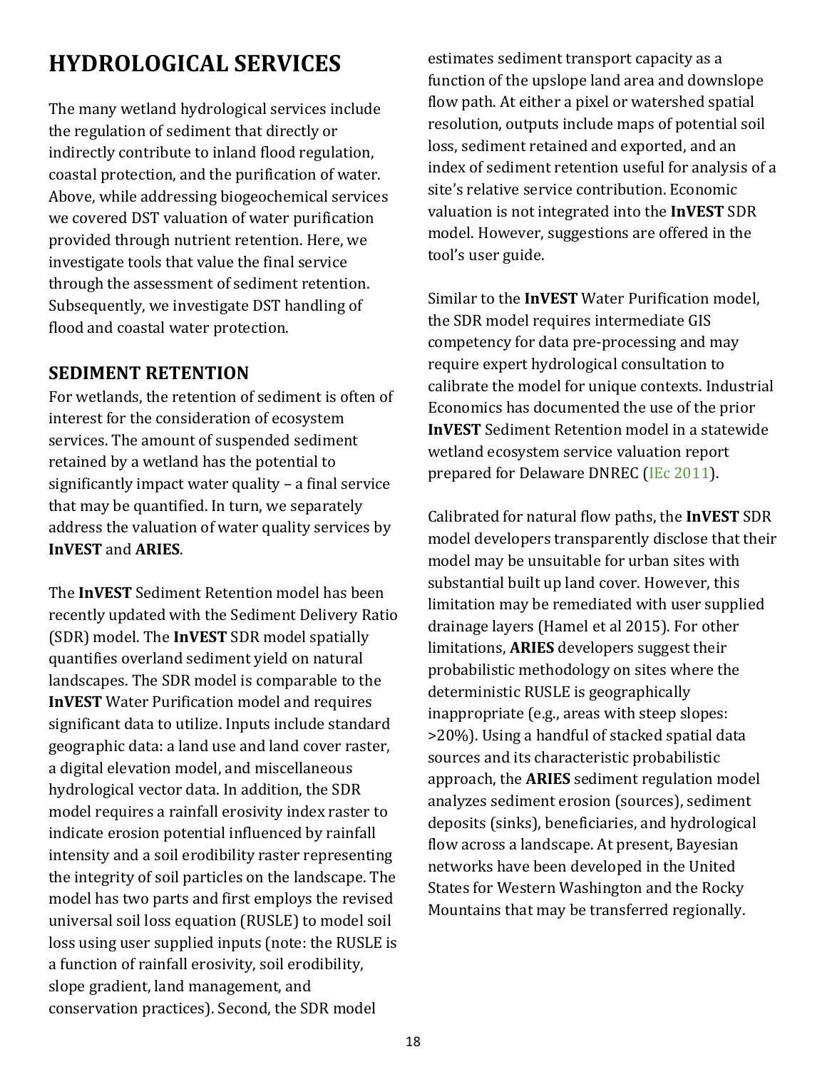# HYDROLOGICAL SERVICES

The many wetland hydrological services include the regulation of sediment that directly or indirectly contribute to inland flood regulation, coastal protection, and the purification of water. Above, while addressing biogeochemical services we covered DST valuation of water purification provided through nutrient retention. Here, we investigate tools that value the final service through the assessment of sediment retention. Subsequently, we investigate DST handling of flood and coastal water protection.

## SEDIMENT RETENTION

For wetlands, the retention of sediment is often of interest for the consideration of ecosystem services. The amount of suspended sediment retained by a wetland has the potential to significantly impact water quality – a final service that may be quantified. In turn, we separately address the valuation of water quality services by **InVEST** and **ARIES**.

The **InVEST** Sediment Retention model has been recently updated with the Sediment Delivery Ratio (SDR) model. The **InVEST** SDR model spatially quantifies overland sediment yield on natural landscapes. The SDR model is comparable to the **InVEST** Water Purification model and requires significant data to utilize. Inputs include standard geographic data: a land use and land cover raster, a digital elevation model, and miscellaneous hydrological vector data. In addition, the SDR model requires a rainfall erosivity index raster to indicate erosion potential influenced by rainfall intensity and a soil erodibility raster representing the integrity of soil particles on the landscape. The model has two parts and first employs the revised universal soil loss equation (RUSLE) to model soil loss using user supplied inputs (note: the RUSLE is a function of rainfall erosivity, soil erodibility, slope gradient, land management, and conservation practices). Second, the SDR model estimates sediment transport capacity as a function of the upslope land area and downslope flow path. At either a pixel or watershed spatial resolution, outputs include maps of potential soil loss, sediment retained and exported, and an index of sediment retention useful for analysis of a site's relative service contribution. Economic valuation is not integrated into the **InVEST** SDR model. However, suggestions are offered in the tool's user guide.

Similar to the **InVEST** Water Purification model, the SDR model requires intermediate GIS competency for data pre-processing and may require expert hydrological consultation to calibrate the model for unique contexts. Industrial Economics has documented the use of the prior **InVEST** Sediment Retention model in a statewide wetland ecosystem service valuation report prepared for Delaware DNREC (IEc 2011).

Calibrated for natural flow paths, the **InVEST** SDR model developers transparently disclose that their model may be unsuitable for urban sites with substantial built up land cover. However, this limitation may be remediated with user supplied drainage layers (Hamel et al 2015). For other limitations, **ARIES** developers suggest their probabilistic methodology on sites where the deterministic RUSLE is geographically inappropriate (e.g., areas with steep slopes: >20%). Using a handful of stacked spatial data sources and its characteristic probabilistic approach, the **ARIES** sediment regulation model analyzes sediment erosion (sources), sediment deposits (sinks), beneficiaries, and hydrological flow across a landscape. At present, Bayesian networks have been developed in the United States for Western Washington and the Rocky Mountains that may be transferred regionally.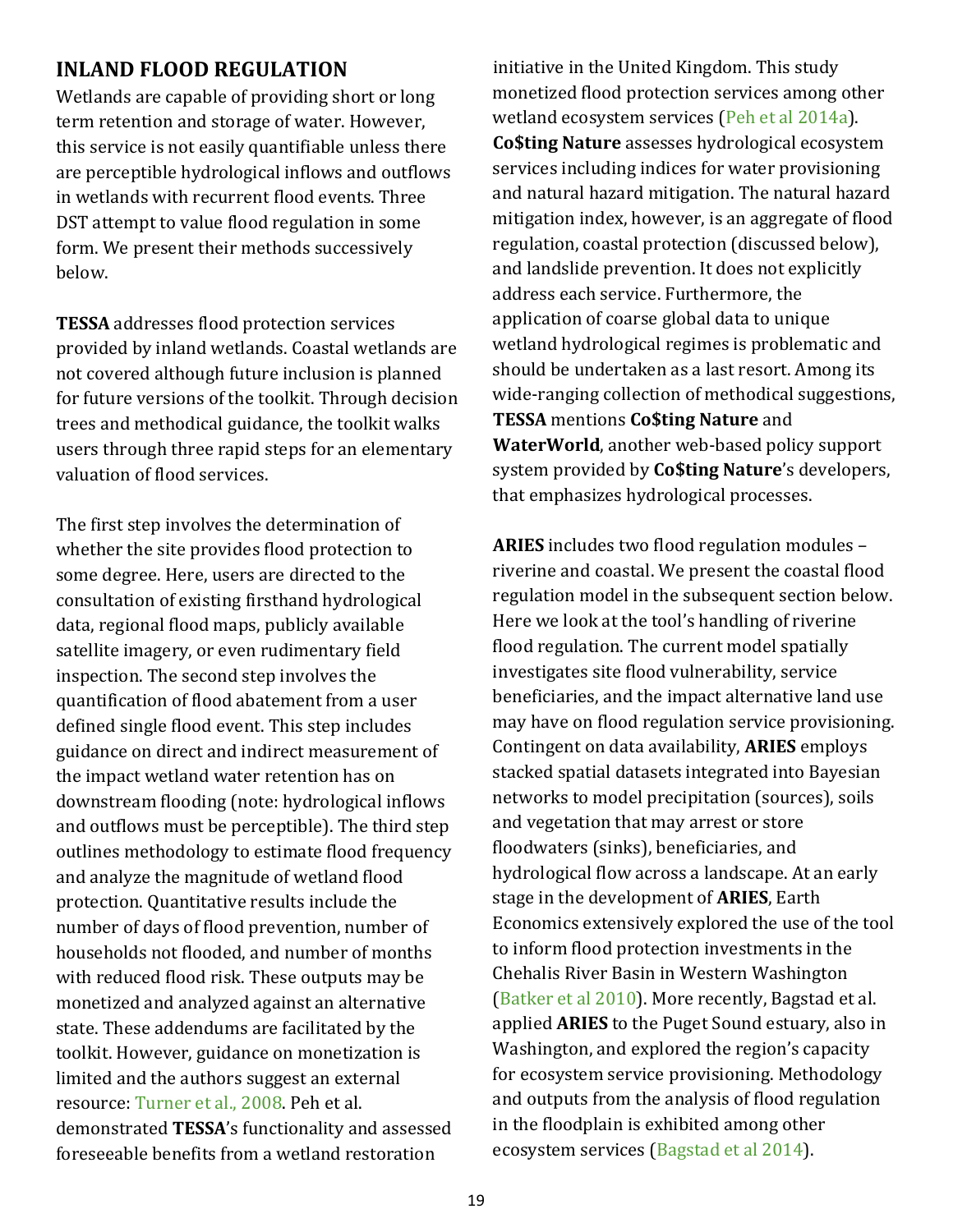## INLAND FLOOD REGULATION

Wetlands are capable of providing short or long term retention and storage of water. However, this service is not easily quantifiable unless there are perceptible hydrological inflows and outflows in wetlands with recurrent flood events. Three DST attempt to value flood regulation in some form. We present their methods successively below.

**TESSA** addresses flood protection services provided by inland wetlands. Coastal wetlands are not covered although future inclusion is planned for future versions of the toolkit. Through decision trees and methodical guidance, the toolkit walks users through three rapid steps for an elementary valuation of flood services.

The first step involves the determination of whether the site provides flood protection to some degree. Here, users are directed to the consultation of existing firsthand hydrological data, regional flood maps, publicly available satellite imagery, or even rudimentary field inspection. The second step involves the quantification of flood abatement from a user defined single flood event. This step includes guidance on direct and indirect measurement of the impact wetland water retention has on downstream flooding (note: hydrological inflows and outflows must be perceptible). The third step outlines methodology to estimate flood frequency and analyze the magnitude of wetland flood protection. Quantitative results include the number of days of flood prevention, number of households not flooded, and number of months with reduced flood risk. These outputs may be monetized and analyzed against an alternative state. These addendums are facilitated by the toolkit. However, guidance on monetization is limited and the authors suggest an external resource: Turner et al., 2008. Peh et al. demonstrated **TESSA**'s functionality and assessed foreseeable benefits from a wetland restoration initiative in the United Kingdom. This study monetized flood protection services among other wetland ecosystem services (Peh et al 2014a). **Co$ting Nature** assesses hydrological ecosystem services including indices for water provisioning and natural hazard mitigation. The natural hazard mitigation index, however, is an aggregate of flood regulation, coastal protection (discussed below), and landslide prevention. It does not explicitly address each service. Furthermore, the application of coarse global data to unique wetland hydrological regimes is problematic and should be undertaken as a last resort. Among its wide-ranging collection of methodical suggestions, **TESSA** mentions **Co$ting Nature** and **WaterWorld**, another web-based policy support system provided by **Co$ting Nature**'s developers, that emphasizes hydrological processes.

**ARIES** includes two flood regulation modules – riverine and coastal. We present the coastal flood regulation model in the subsequent section below. Here we look at the tool's handling of riverine flood regulation. The current model spatially investigates site flood vulnerability, service beneficiaries, and the impact alternative land use may have on flood regulation service provisioning. Contingent on data availability, **ARIES** employs stacked spatial datasets integrated into Bayesian networks to model precipitation (sources), soils and vegetation that may arrest or store floodwaters (sinks), beneficiaries, and hydrological flow across a landscape. At an early stage in the development of **ARIES**, Earth Economics extensively explored the use of the tool to inform flood protection investments in the Chehalis River Basin in Western Washington (Batker et al 2010). More recently, Bagstad et al. applied **ARIES** to the Puget Sound estuary, also in Washington, and explored the region's capacity for ecosystem service provisioning. Methodology and outputs from the analysis of flood regulation in the floodplain is exhibited among other ecosystem services (Bagstad et al 2014).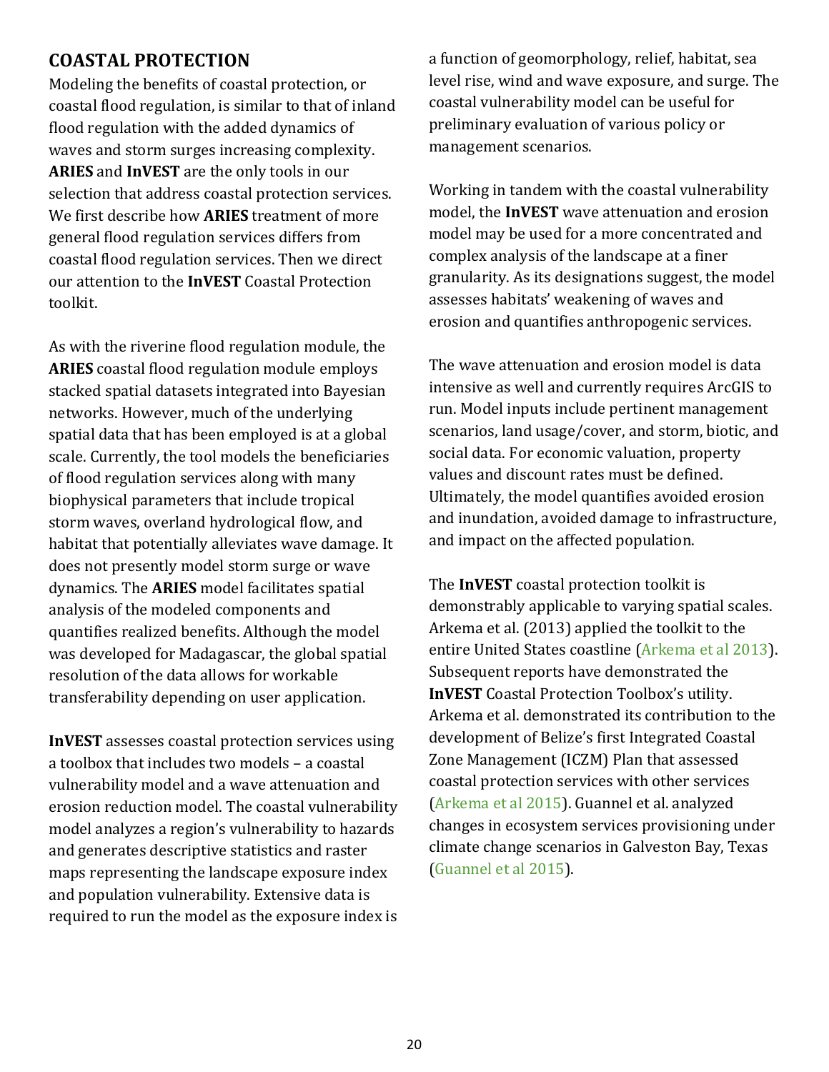## COASTAL PROTECTION

Modeling the benefits of coastal protection, or coastal flood regulation, is similar to that of inland flood regulation with the added dynamics of waves and storm surges increasing complexity. **ARIES** and **InVEST** are the only tools in our selection that address coastal protection services. We first describe how **ARIES** treatment of more general flood regulation services differs from coastal flood regulation services. Then we direct our attention to the **InVEST** Coastal Protection toolkit.

As with the riverine flood regulation module, the **ARIES** coastal flood regulation module employs stacked spatial datasets integrated into Bayesian networks. However, much of the underlying spatial data that has been employed is at a global scale. Currently, the tool models the beneficiaries of flood regulation services along with many biophysical parameters that include tropical storm waves, overland hydrological flow, and habitat that potentially alleviates wave damage. It does not presently model storm surge or wave dynamics. The **ARIES** model facilitates spatial analysis of the modeled components and quantifies realized benefits. Although the model was developed for Madagascar, the global spatial resolution of the data allows for workable transferability depending on user application.

**InVEST** assesses coastal protection services using a toolbox that includes two models – a coastal vulnerability model and a wave attenuation and erosion reduction model. The coastal vulnerability model analyzes a region's vulnerability to hazards and generates descriptive statistics and raster maps representing the landscape exposure index and population vulnerability. Extensive data is required to run the model as the exposure index is a function of geomorphology, relief, habitat, sea level rise, wind and wave exposure, and surge. The coastal vulnerability model can be useful for preliminary evaluation of various policy or management scenarios.

Working in tandem with the coastal vulnerability model, the **InVEST** wave attenuation and erosion model may be used for a more concentrated and complex analysis of the landscape at a finer granularity. As its designations suggest, the model assesses habitats' weakening of waves and erosion and quantifies anthropogenic services.

The wave attenuation and erosion model is data intensive as well and currently requires ArcGIS to run. Model inputs include pertinent management scenarios, land usage/cover, and storm, biotic, and social data. For economic valuation, property values and discount rates must be defined. Ultimately, the model quantifies avoided erosion and inundation, avoided damage to infrastructure, and impact on the affected population.

The **InVEST** coastal protection toolkit is demonstrably applicable to varying spatial scales. Arkema et al. (2013) applied the toolkit to the entire United States coastline (Arkema et al 2013). Subsequent reports have demonstrated the **InVEST** Coastal Protection Toolbox's utility. Arkema et al. demonstrated its contribution to the development of Belize's first Integrated Coastal Zone Management (ICZM) Plan that assessed coastal protection services with other services (Arkema et al 2015). Guannel et al. analyzed changes in ecosystem services provisioning under climate change scenarios in Galveston Bay, Texas (Guannel et al 2015).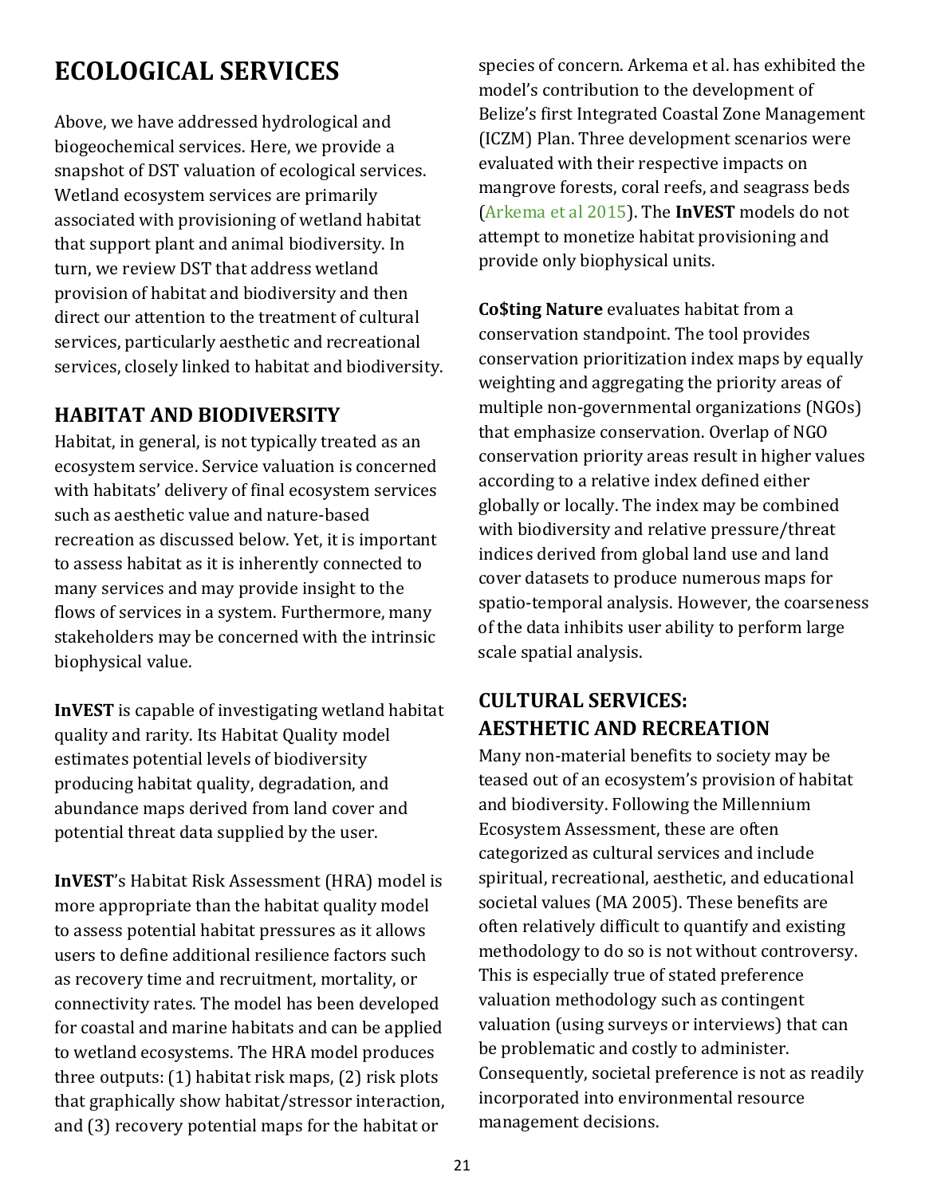# ECOLOGICAL SERVICES

Above, we have addressed hydrological and biogeochemical services. Here, we provide a snapshot of DST valuation of ecological services. Wetland ecosystem services are primarily associated with provisioning of wetland habitat that support plant and animal biodiversity. In turn, we review DST that address wetland provision of habitat and biodiversity and then direct our attention to the treatment of cultural services, particularly aesthetic and recreational services, closely linked to habitat and biodiversity.

## HABITAT AND BIODIVERSITY

Habitat, in general, is not typically treated as an ecosystem service. Service valuation is concerned with habitats' delivery of final ecosystem services such as aesthetic value and nature-based recreation as discussed below. Yet, it is important to assess habitat as it is inherently connected to many services and may provide insight to the flows of services in a system. Furthermore, many stakeholders may be concerned with the intrinsic biophysical value.

**InVEST** is capable of investigating wetland habitat quality and rarity. Its Habitat Quality model estimates potential levels of biodiversity producing habitat quality, degradation, and abundance maps derived from land cover and potential threat data supplied by the user.

**InVEST**'s Habitat Risk Assessment (HRA) model is more appropriate than the habitat quality model to assess potential habitat pressures as it allows users to define additional resilience factors such as recovery time and recruitment, mortality, or connectivity rates. The model has been developed for coastal and marine habitats and can be applied to wetland ecosystems. The HRA model produces three outputs: (1) habitat risk maps, (2) risk plots that graphically show habitat/stressor interaction, and (3) recovery potential maps for the habitat or species of concern. Arkema et al. has exhibited the model's contribution to the development of Belize's first Integrated Coastal Zone Management (ICZM) Plan. Three development scenarios were evaluated with their respective impacts on mangrove forests, coral reefs, and seagrass beds (Arkema et al 2015). The **InVEST** models do not attempt to monetize habitat provisioning and provide only biophysical units.

**Co$ting Nature** evaluates habitat from a conservation standpoint. The tool provides conservation prioritization index maps by equally weighting and aggregating the priority areas of multiple non-governmental organizations (NGOs) that emphasize conservation. Overlap of NGO conservation priority areas result in higher values according to a relative index defined either globally or locally. The index may be combined with biodiversity and relative pressure/threat indices derived from global land use and land cover datasets to produce numerous maps for spatio-temporal analysis. However, the coarseness of the data inhibits user ability to perform large scale spatial analysis.

## CULTURAL SERVICES: AESTHETIC AND RECREATION

Many non-material benefits to society may be teased out of an ecosystem's provision of habitat and biodiversity. Following the Millennium Ecosystem Assessment, these are often categorized as cultural services and include spiritual, recreational, aesthetic, and educational societal values (MA 2005). These benefits are often relatively difficult to quantify and existing methodology to do so is not without controversy. This is especially true of stated preference valuation methodology such as contingent valuation (using surveys or interviews) that can be problematic and costly to administer. Consequently, societal preference is not as readily incorporated into environmental resource management decisions.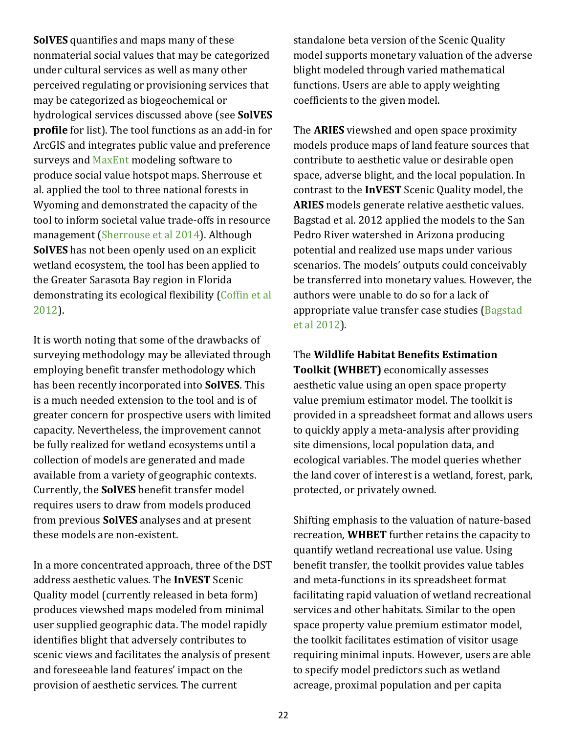**SolVES** quantifies and maps many of these nonmaterial social values that may be categorized under cultural services as well as many other perceived regulating or provisioning services that may be categorized as biogeochemical or hydrological services discussed above (see **SolVES profile** for list). The tool functions as an add-in for ArcGIS and integrates public value and preference surveys and MaxEnt modeling software to produce social value hotspot maps. Sherrouse et al. applied the tool to three national forests in Wyoming and demonstrated the capacity of the tool to inform societal value trade-offs in resource management (Sherrouse et al 2014). Although **SolVES** has not been openly used on an explicit wetland ecosystem, the tool has been applied to the Greater Sarasota Bay region in Florida demonstrating its ecological flexibility (Coffin et al 2012).

It is worth noting that some of the drawbacks of surveying methodology may be alleviated through employing benefit transfer methodology which has been recently incorporated into **SolVES**. This is a much needed extension to the tool and is of greater concern for prospective users with limited capacity. Nevertheless, the improvement cannot be fully realized for wetland ecosystems until a collection of models are generated and made available from a variety of geographic contexts. Currently, the **SolVES** benefit transfer model requires users to draw from models produced from previous **SolVES** analyses and at present these models are non-existent.

In a more concentrated approach, three of the DST address aesthetic values. The **InVEST** Scenic Quality model (currently released in beta form) produces viewshed maps modeled from minimal user supplied geographic data. The model rapidly identifies blight that adversely contributes to scenic views and facilitates the analysis of present and foreseeable land features' impact on the provision of aesthetic services. The current standalone beta version of the Scenic Quality model supports monetary valuation of the adverse blight modeled through varied mathematical functions. Users are able to apply weighting coefficients to the given model.

The **ARIES** viewshed and open space proximity models produce maps of land feature sources that contribute to aesthetic value or desirable open space, adverse blight, and the local population. In contrast to the **InVEST** Scenic Quality model, the **ARIES** models generate relative aesthetic values. Bagstad et al. 2012 applied the models to the San Pedro River watershed in Arizona producing potential and realized use maps under various scenarios. The models' outputs could conceivably be transferred into monetary values. However, the authors were unable to do so for a lack of appropriate value transfer case studies (Bagstad et al 2012).

The **Wildlife Habitat Benefits Estimation Toolkit (WHBET)** economically assesses aesthetic value using an open space property value premium estimator model. The toolkit is provided in a spreadsheet format and allows users to quickly apply a meta-analysis after providing site dimensions, local population data, and ecological variables. The model queries whether the land cover of interest is a wetland, forest, park, protected, or privately owned.

Shifting emphasis to the valuation of nature-based recreation, **WHBET** further retains the capacity to quantify wetland recreational use value. Using benefit transfer, the toolkit provides value tables and meta-functions in its spreadsheet format facilitating rapid valuation of wetland recreational services and other habitats. Similar to the open space property value premium estimator model, the toolkit facilitates estimation of visitor usage requiring minimal inputs. However, users are able to specify model predictors such as wetland acreage, proximal population and per capita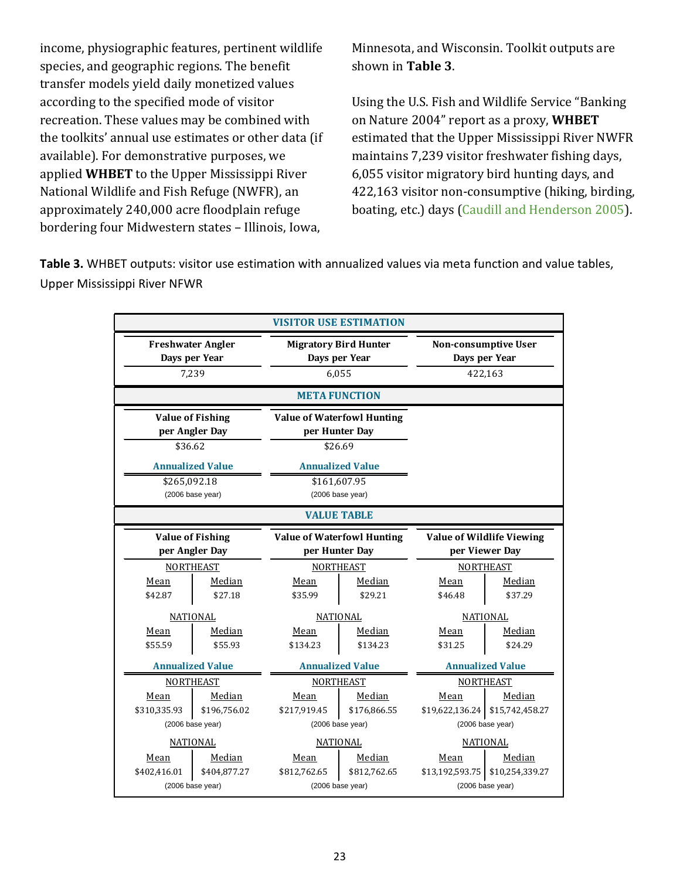income, physiographic features, pertinent wildlife species, and geographic regions. The benefit transfer models yield daily monetized values according to the specified mode of visitor recreation. These values may be combined with the toolkits' annual use estimates or other data (if available). For demonstrative purposes, we applied **WHBET** to the Upper Mississippi River National Wildlife and Fish Refuge (NWFR), an approximately 240,000 acre floodplain refuge bordering four Midwestern states – Illinois, Iowa, Minnesota, and Wisconsin. Toolkit outputs are shown in **Table 3**.

Using the U.S. Fish and Wildlife Service "Banking on Nature 2004" report as a proxy, **WHBET** estimated that the Upper Mississippi River NWFR maintains 7,239 visitor freshwater fishing days, 6,055 visitor migratory bird hunting days, and 422,163 visitor non-consumptive (hiking, birding, boating, etc.) days (Caudill and Henderson 2005).

**Table 3.** WHBET outputs: visitor use estimation with annualized values via meta function and value tables, Upper Mississippi River NFWR

| | | | | | |
|---|---|---|---|---|---|
| **VISITOR USE ESTIMATION** | | | | | |
| **Freshwater Angler Days per Year** | | **Migratory Bird Hunter Days per Year** | | **Non-consumptive User Days per Year** | |
| 7,239 | | 6,055 | | 422,163 | |
| **META FUNCTION** | | | | | |
| **Value of Fishing per Angler Day** | | **Value of Waterfowl Hunting per Hunter Day** | | | |
| $36.62 | | $26.69 | | | |
| **Annualized Value** | | **Annualized Value** | | | |
| $265,092.18 (2006 base year) | | $161,607.95 (2006 base year) | | | |
| **VALUE TABLE** | | | | | |
| **Value of Fishing per Angler Day** | | **Value of Waterfowl Hunting per Hunter Day** | | **Value of Wildlife Viewing per Viewer Day** | |
| NORTHEAST | | NORTHEAST | | NORTHEAST | |
| Mean | Median | Mean | Median | Mean | Median |
| $42.87 | $27.18 | $35.99 | $29.21 | $46.48 | $37.29 |
| NATIONAL | | NATIONAL | | NATIONAL | |
| Mean | Median | Mean | Median | Mean | Median |
| $55.59 | $55.93 | $134.23 | $134.23 | $31.25 | $24.29 |
| **Annualized Value** | | **Annualized Value** | | **Annualized Value** | |
| NORTHEAST | | NORTHEAST | | NORTHEAST | |
| Mean | Median | Mean | Median | Mean | Median |
| $310,335.93 | $196,756.02 | $217,919.45 | $176,866.55 | $19,622,136.24 | $15,742,458.27 |
| (2006 base year) | | (2006 base year) | | (2006 base year) | |
| NATIONAL | | NATIONAL | | NATIONAL | |
| Mean | Median | Mean | Median | Mean | Median |
| $402,416.01 | $404,877.27 | $812,762.65 | $812,762.65 | $13,192,593.75 | $10,254,339.27 |
| (2006 base year) | | (2006 base year) | | (2006 base year) | |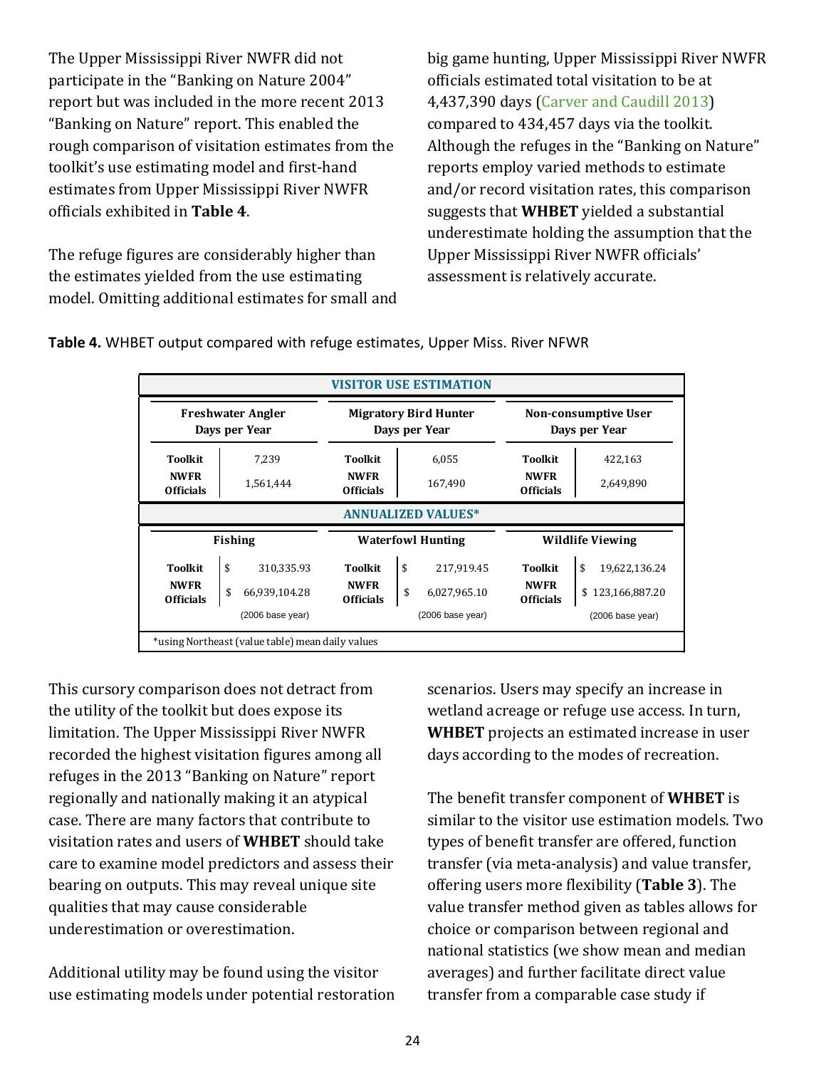The Upper Mississippi River NWFR did not participate in the "Banking on Nature 2004" report but was included in the more recent 2013 "Banking on Nature" report. This enabled the rough comparison of visitation estimates from the toolkit's use estimating model and first-hand estimates from Upper Mississippi River NWFR officials exhibited in **Table 4**.

The refuge figures are considerably higher than the estimates yielded from the use estimating model. Omitting additional estimates for small and big game hunting, Upper Mississippi River NWFR officials estimated total visitation to be at 4,437,390 days (Carver and Caudill 2013) compared to 434,457 days via the toolkit. Although the refuges in the "Banking on Nature" reports employ varied methods to estimate and/or record visitation rates, this comparison suggests that **WHBET** yielded a substantial underestimate holding the assumption that the Upper Mississippi River NWFR officials' assessment is relatively accurate.

**Table 4.** WHBET output compared with refuge estimates, Upper Miss. River NFWR

| VISITOR USE ESTIMATION | | | | | |
|---|---|---|---|---|---|
| Freshwater Angler Days per Year | | Migratory Bird Hunter Days per Year | | Non-consumptive User Days per Year | |
| Toolkit | 7,239 | Toolkit | 6,055 | Toolkit | 422,163 |
| NWFR Officials | 1,561,444 | NWFR Officials | 167,490 | NWFR Officials | 2,649,890 |
| **ANNUALIZED VALUES*** | | | | | |
| Fishing | | Waterfowl Hunting | | Wildlife Viewing | |
| Toolkit | $ 310,335.93 | Toolkit | $ 217,919.45 | Toolkit | $ 19,622,136.24 |
| NWFR Officials | $ 66,939,104.28 | NWFR Officials | $ 6,027,965.10 | NWFR Officials | $ 123,166,887.20 |
| | (2006 base year) | | (2006 base year) | | (2006 base year) |

*using Northeast (value table) mean daily values

This cursory comparison does not detract from the utility of the toolkit but does expose its limitation. The Upper Mississippi River NWFR recorded the highest visitation figures among all refuges in the 2013 "Banking on Nature" report regionally and nationally making it an atypical case. There are many factors that contribute to visitation rates and users of **WHBET** should take care to examine model predictors and assess their bearing on outputs. This may reveal unique site qualities that may cause considerable underestimation or overestimation.

Additional utility may be found using the visitor use estimating models under potential restoration scenarios. Users may specify an increase in wetland acreage or refuge use access. In turn, **WHBET** projects an estimated increase in user days according to the modes of recreation.

The benefit transfer component of **WHBET** is similar to the visitor use estimation models. Two types of benefit transfer are offered, function transfer (via meta-analysis) and value transfer, offering users more flexibility (**Table 3**). The value transfer method given as tables allows for choice or comparison between regional and national statistics (we show mean and median averages) and further facilitate direct value transfer from a comparable case study if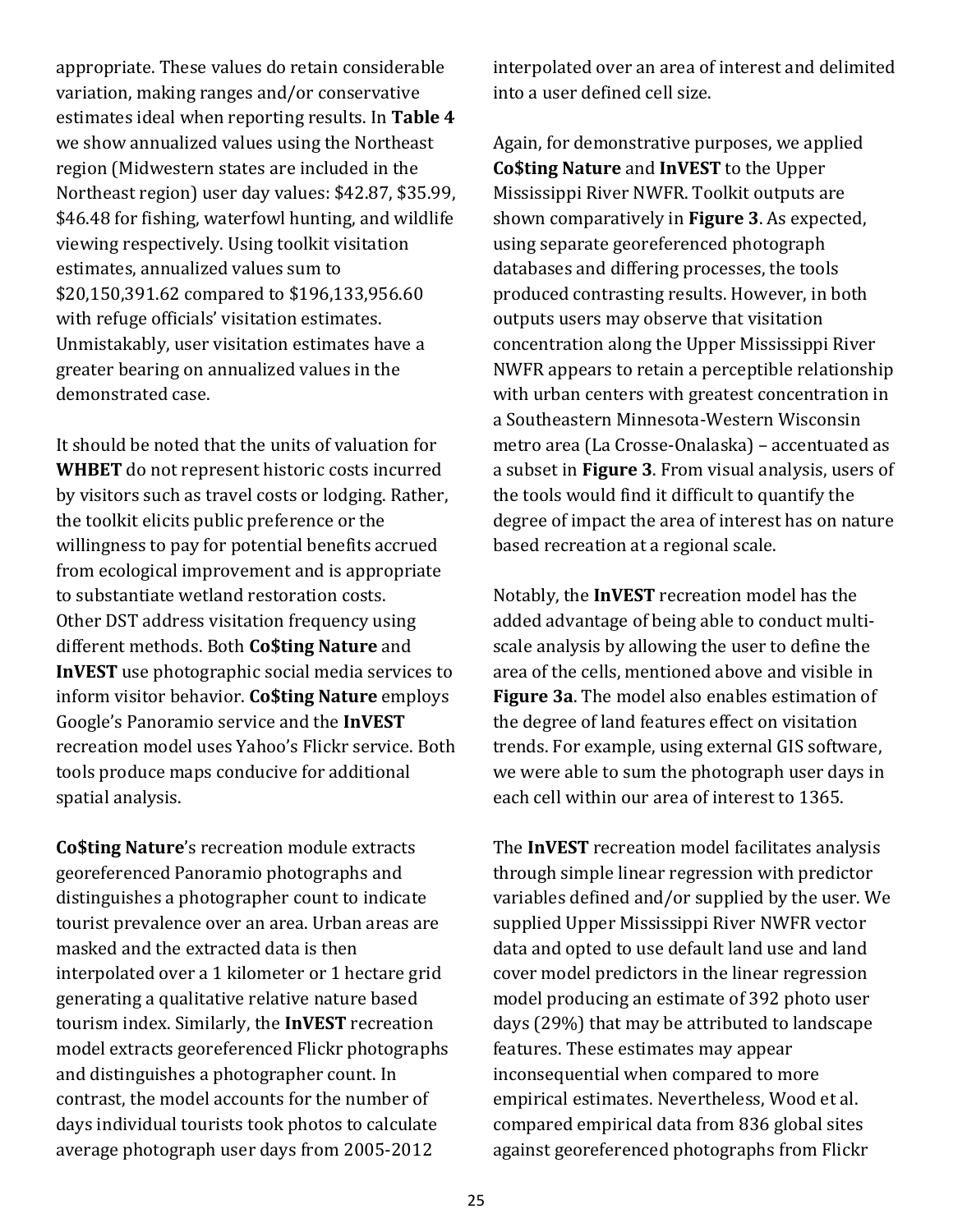appropriate. These values do retain considerable variation, making ranges and/or conservative estimates ideal when reporting results. In **Table 4** we show annualized values using the Northeast region (Midwestern states are included in the Northeast region) user day values: $42.87, $35.99, $46.48 for fishing, waterfowl hunting, and wildlife viewing respectively. Using toolkit visitation estimates, annualized values sum to $20,150,391.62 compared to $196,133,956.60 with refuge officials' visitation estimates. Unmistakably, user visitation estimates have a greater bearing on annualized values in the demonstrated case.

It should be noted that the units of valuation for **WHBET** do not represent historic costs incurred by visitors such as travel costs or lodging. Rather, the toolkit elicits public preference or the willingness to pay for potential benefits accrued from ecological improvement and is appropriate to substantiate wetland restoration costs. Other DST address visitation frequency using different methods. Both **Co$ting Nature** and **InVEST** use photographic social media services to inform visitor behavior. **Co$ting Nature** employs Google's Panoramio service and the **InVEST** recreation model uses Yahoo's Flickr service. Both tools produce maps conducive for additional spatial analysis.

**Co$ting Nature**'s recreation module extracts georeferenced Panoramio photographs and distinguishes a photographer count to indicate tourist prevalence over an area. Urban areas are masked and the extracted data is then interpolated over a 1 kilometer or 1 hectare grid generating a qualitative relative nature based tourism index. Similarly, the **InVEST** recreation model extracts georeferenced Flickr photographs and distinguishes a photographer count. In contrast, the model accounts for the number of days individual tourists took photos to calculate average photograph user days from 2005-2012 interpolated over an area of interest and delimited into a user defined cell size.

Again, for demonstrative purposes, we applied **Co$ting Nature** and **InVEST** to the Upper Mississippi River NWFR. Toolkit outputs are shown comparatively in **Figure 3**. As expected, using separate georeferenced photograph databases and differing processes, the tools produced contrasting results. However, in both outputs users may observe that visitation concentration along the Upper Mississippi River NWFR appears to retain a perceptible relationship with urban centers with greatest concentration in a Southeastern Minnesota-Western Wisconsin metro area (La Crosse-Onalaska) – accentuated as a subset in **Figure 3**. From visual analysis, users of the tools would find it difficult to quantify the degree of impact the area of interest has on nature based recreation at a regional scale.

Notably, the **InVEST** recreation model has the added advantage of being able to conduct multi-scale analysis by allowing the user to define the area of the cells, mentioned above and visible in **Figure 3a**. The model also enables estimation of the degree of land features effect on visitation trends. For example, using external GIS software, we were able to sum the photograph user days in each cell within our area of interest to 1365.

The **InVEST** recreation model facilitates analysis through simple linear regression with predictor variables defined and/or supplied by the user. We supplied Upper Mississippi River NWFR vector data and opted to use default land use and land cover model predictors in the linear regression model producing an estimate of 392 photo user days (29%) that may be attributed to landscape features. These estimates may appear inconsequential when compared to more empirical estimates. Nevertheless, Wood et al. compared empirical data from 836 global sites against georeferenced photographs from Flickr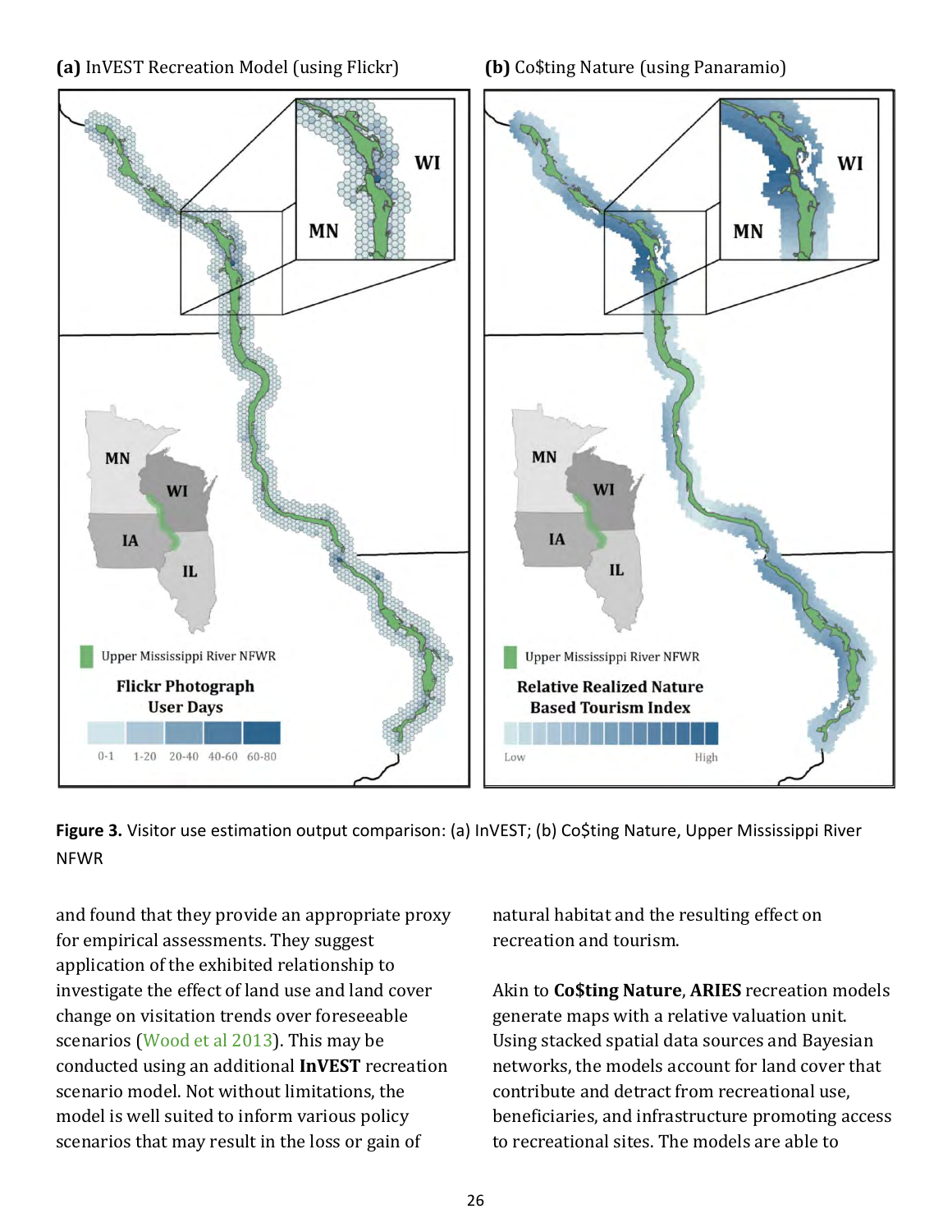**(a)** InVEST Recreation Model (using Flickr)

**(b)** Co$ting Nature (using Panaramio)

**Figure 3.** Visitor use estimation output comparison: (a) InVEST; (b) Co$ting Nature, Upper Mississippi River NFWR

and found that they provide an appropriate proxy for empirical assessments. They suggest application of the exhibited relationship to investigate the effect of land use and land cover change on visitation trends over foreseeable scenarios (Wood et al 2013). This may be conducted using an additional **InVEST** recreation scenario model. Not without limitations, the model is well suited to inform various policy scenarios that may result in the loss or gain of natural habitat and the resulting effect on recreation and tourism.

Akin to **Co$ting Nature**, **ARIES** recreation models generate maps with a relative valuation unit. Using stacked spatial data sources and Bayesian networks, the models account for land cover that contribute and detract from recreational use, beneficiaries, and infrastructure promoting access to recreational sites. The models are able to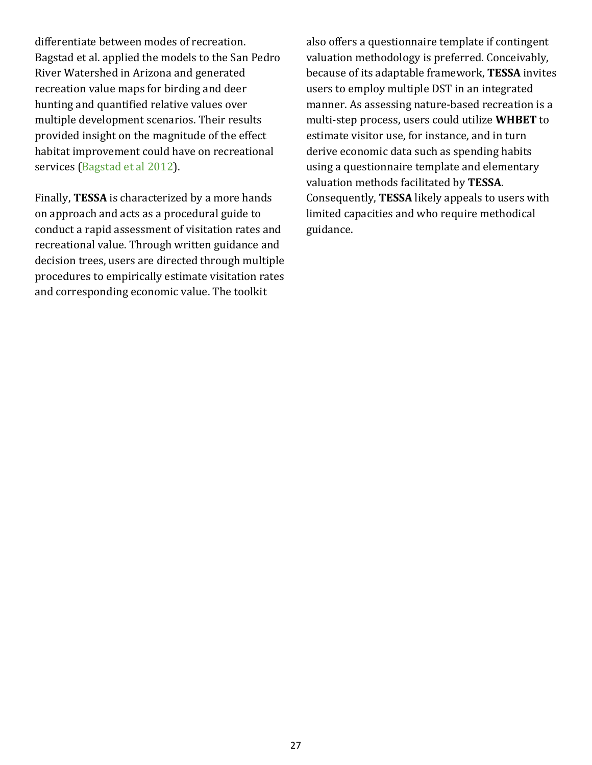differentiate between modes of recreation. Bagstad et al. applied the models to the San Pedro River Watershed in Arizona and generated recreation value maps for birding and deer hunting and quantified relative values over multiple development scenarios. Their results provided insight on the magnitude of the effect habitat improvement could have on recreational services (Bagstad et al 2012).

Finally, **TESSA** is characterized by a more hands on approach and acts as a procedural guide to conduct a rapid assessment of visitation rates and recreational value. Through written guidance and decision trees, users are directed through multiple procedures to empirically estimate visitation rates and corresponding economic value. The toolkit also offers a questionnaire template if contingent valuation methodology is preferred. Conceivably, because of its adaptable framework, **TESSA** invites users to employ multiple DST in an integrated manner. As assessing nature-based recreation is a multi-step process, users could utilize **WHBET** to estimate visitor use, for instance, and in turn derive economic data such as spending habits using a questionnaire template and elementary valuation methods facilitated by **TESSA**. Consequently, **TESSA** likely appeals to users with limited capacities and who require methodical guidance.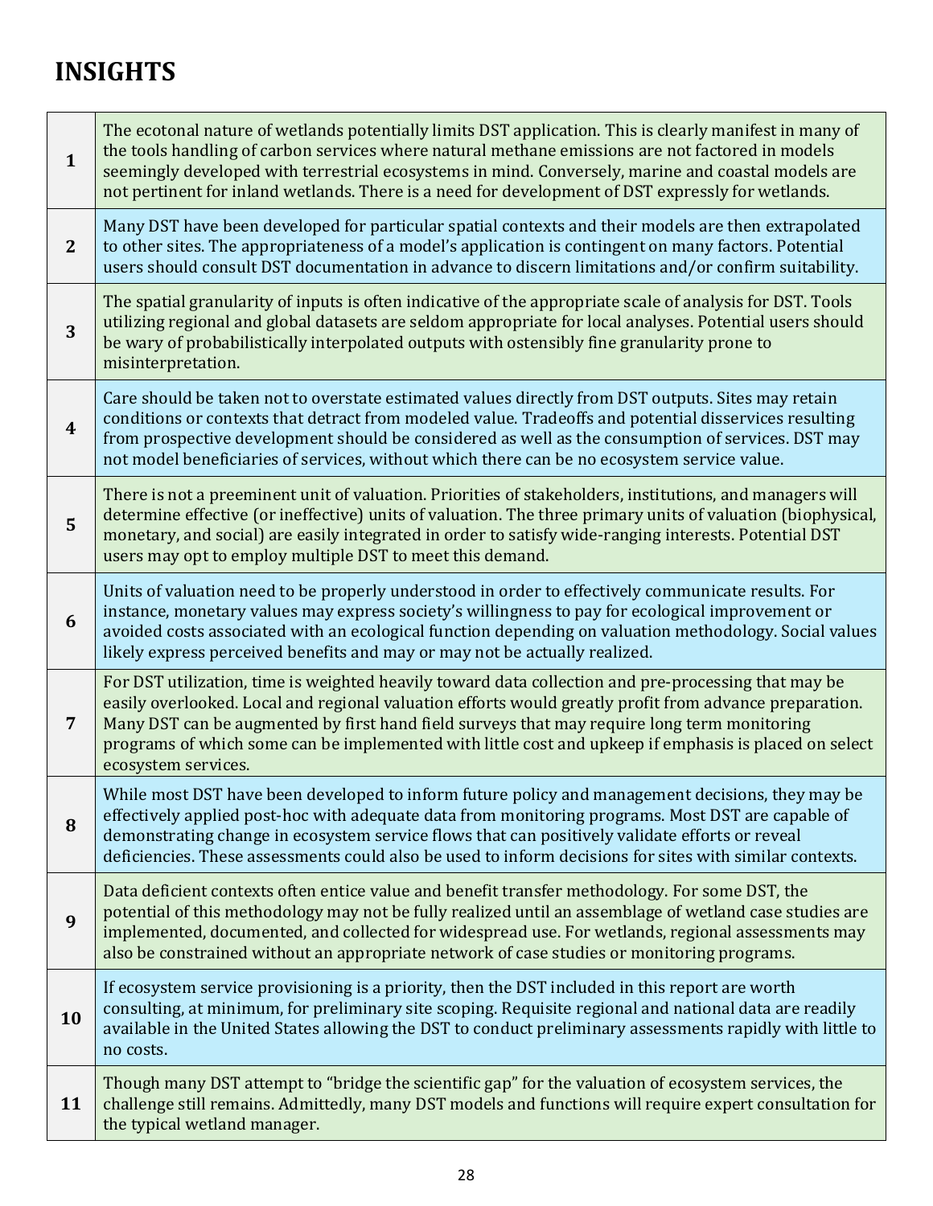# INSIGHTS

| | |
|---|---|
| 1 | The ecotonal nature of wetlands potentially limits DST application. This is clearly manifest in many of the tools handling of carbon services where natural methane emissions are not factored in models seemingly developed with terrestrial ecosystems in mind. Conversely, marine and coastal models are not pertinent for inland wetlands. There is a need for development of DST expressly for wetlands. |
| 2 | Many DST have been developed for particular spatial contexts and their models are then extrapolated to other sites. The appropriateness of a model's application is contingent on many factors. Potential users should consult DST documentation in advance to discern limitations and/or confirm suitability. |
| 3 | The spatial granularity of inputs is often indicative of the appropriate scale of analysis for DST. Tools utilizing regional and global datasets are seldom appropriate for local analyses. Potential users should be wary of probabilistically interpolated outputs with ostensibly fine granularity prone to misinterpretation. |
| 4 | Care should be taken not to overstate estimated values directly from DST outputs. Sites may retain conditions or contexts that detract from modeled value. Tradeoffs and potential disservices resulting from prospective development should be considered as well as the consumption of services. DST may not model beneficiaries of services, without which there can be no ecosystem service value. |
| 5 | There is not a preeminent unit of valuation. Priorities of stakeholders, institutions, and managers will determine effective (or ineffective) units of valuation. The three primary units of valuation (biophysical, monetary, and social) are easily integrated in order to satisfy wide-ranging interests. Potential DST users may opt to employ multiple DST to meet this demand. |
| 6 | Units of valuation need to be properly understood in order to effectively communicate results. For instance, monetary values may express society's willingness to pay for ecological improvement or avoided costs associated with an ecological function depending on valuation methodology. Social values likely express perceived benefits and may or may not be actually realized. |
| 7 | For DST utilization, time is weighted heavily toward data collection and pre-processing that may be easily overlooked. Local and regional valuation efforts would greatly profit from advance preparation. Many DST can be augmented by first hand field surveys that may require long term monitoring programs of which some can be implemented with little cost and upkeep if emphasis is placed on select ecosystem services. |
| 8 | While most DST have been developed to inform future policy and management decisions, they may be effectively applied post-hoc with adequate data from monitoring programs. Most DST are capable of demonstrating change in ecosystem service flows that can positively validate efforts or reveal deficiencies. These assessments could also be used to inform decisions for sites with similar contexts. |
| 9 | Data deficient contexts often entice value and benefit transfer methodology. For some DST, the potential of this methodology may not be fully realized until an assemblage of wetland case studies are implemented, documented, and collected for widespread use. For wetlands, regional assessments may also be constrained without an appropriate network of case studies or monitoring programs. |
| 10 | If ecosystem service provisioning is a priority, then the DST included in this report are worth consulting, at minimum, for preliminary site scoping. Requisite regional and national data are readily available in the United States allowing the DST to conduct preliminary assessments rapidly with little to no costs. |
| 11 | Though many DST attempt to "bridge the scientific gap" for the valuation of ecosystem services, the challenge still remains. Admittedly, many DST models and functions will require expert consultation for the typical wetland manager. |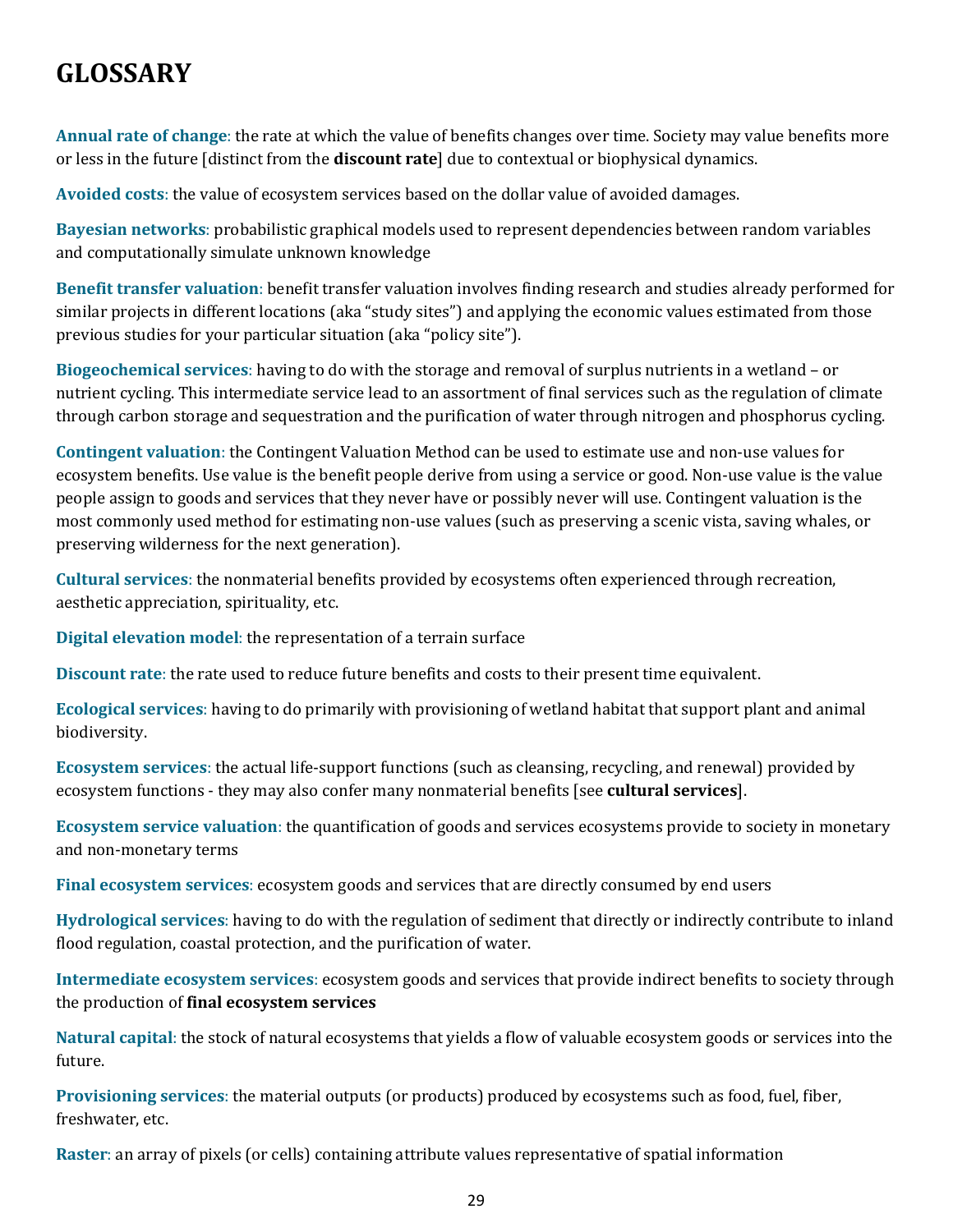# GLOSSARY

**Annual rate of change**: the rate at which the value of benefits changes over time. Society may value benefits more or less in the future [distinct from the **discount rate**] due to contextual or biophysical dynamics.

**Avoided costs**: the value of ecosystem services based on the dollar value of avoided damages.

**Bayesian networks**: probabilistic graphical models used to represent dependencies between random variables and computationally simulate unknown knowledge

**Benefit transfer valuation**: benefit transfer valuation involves finding research and studies already performed for similar projects in different locations (aka "study sites") and applying the economic values estimated from those previous studies for your particular situation (aka "policy site").

**Biogeochemical services**: having to do with the storage and removal of surplus nutrients in a wetland – or nutrient cycling. This intermediate service lead to an assortment of final services such as the regulation of climate through carbon storage and sequestration and the purification of water through nitrogen and phosphorus cycling.

**Contingent valuation**: the Contingent Valuation Method can be used to estimate use and non-use values for ecosystem benefits. Use value is the benefit people derive from using a service or good. Non-use value is the value people assign to goods and services that they never have or possibly never will use. Contingent valuation is the most commonly used method for estimating non-use values (such as preserving a scenic vista, saving whales, or preserving wilderness for the next generation).

**Cultural services**: the nonmaterial benefits provided by ecosystems often experienced through recreation, aesthetic appreciation, spirituality, etc.

**Digital elevation model**: the representation of a terrain surface

**Discount rate**: the rate used to reduce future benefits and costs to their present time equivalent.

**Ecological services**: having to do primarily with provisioning of wetland habitat that support plant and animal biodiversity.

**Ecosystem services**: the actual life-support functions (such as cleansing, recycling, and renewal) provided by ecosystem functions - they may also confer many nonmaterial benefits [see **cultural services**].

**Ecosystem service valuation**: the quantification of goods and services ecosystems provide to society in monetary and non-monetary terms

**Final ecosystem services**: ecosystem goods and services that are directly consumed by end users

**Hydrological services**: having to do with the regulation of sediment that directly or indirectly contribute to inland flood regulation, coastal protection, and the purification of water.

**Intermediate ecosystem services**: ecosystem goods and services that provide indirect benefits to society through the production of **final ecosystem services**

**Natural capital**: the stock of natural ecosystems that yields a flow of valuable ecosystem goods or services into the future.

**Provisioning services**: the material outputs (or products) produced by ecosystems such as food, fuel, fiber, freshwater, etc.

**Raster**: an array of pixels (or cells) containing attribute values representative of spatial information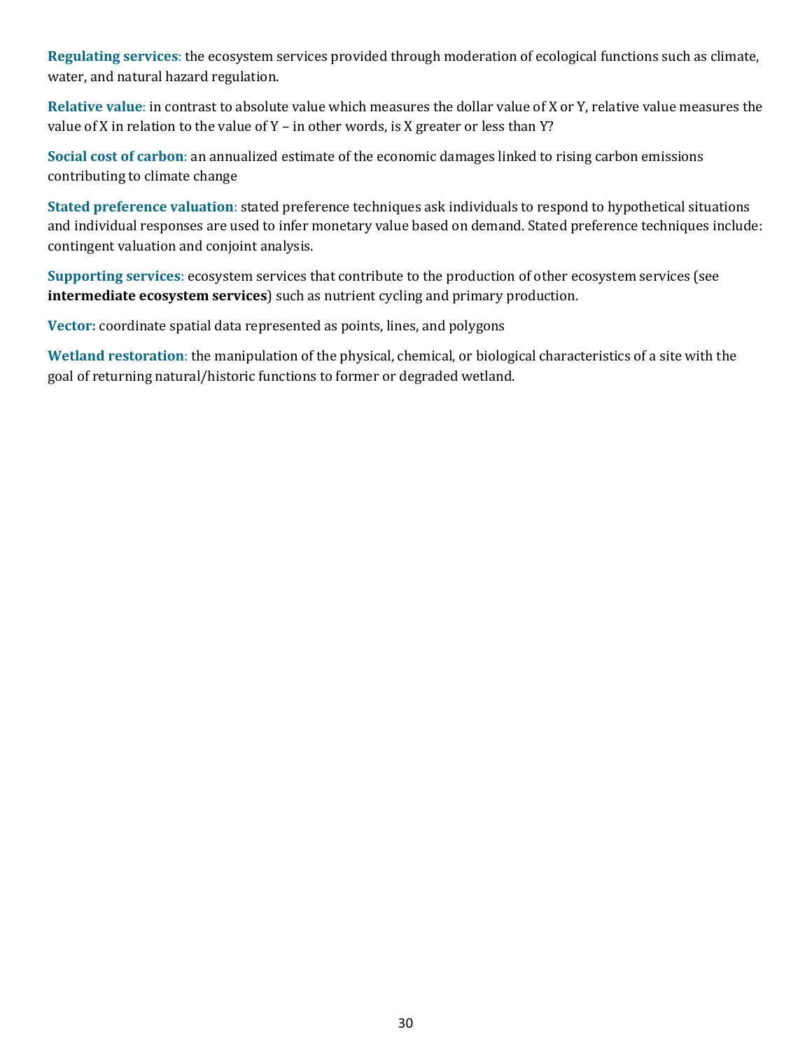**Regulating services**: the ecosystem services provided through moderation of ecological functions such as climate, water, and natural hazard regulation.

**Relative value**: in contrast to absolute value which measures the dollar value of X or Y, relative value measures the value of X in relation to the value of Y – in other words, is X greater or less than Y?

**Social cost of carbon**: an annualized estimate of the economic damages linked to rising carbon emissions contributing to climate change

**Stated preference valuation**: stated preference techniques ask individuals to respond to hypothetical situations and individual responses are used to infer monetary value based on demand. Stated preference techniques include: contingent valuation and conjoint analysis.

**Supporting services**: ecosystem services that contribute to the production of other ecosystem services (see **intermediate ecosystem services**) such as nutrient cycling and primary production.

**Vector:** coordinate spatial data represented as points, lines, and polygons

**Wetland restoration**: the manipulation of the physical, chemical, or biological characteristics of a site with the goal of returning natural/historic functions to former or degraded wetland.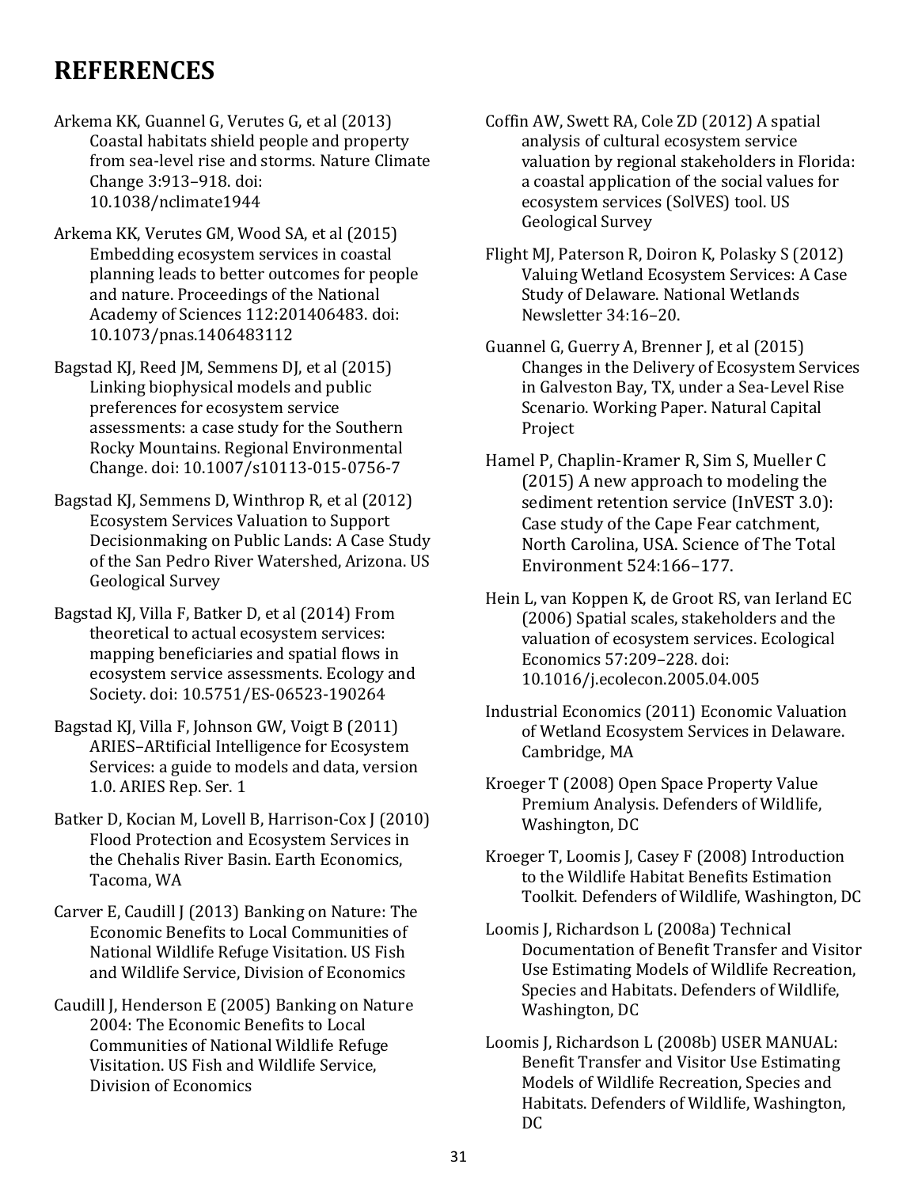# REFERENCES

Arkema KK, Guannel G, Verutes G, et al (2013) Coastal habitats shield people and property from sea-level rise and storms. Nature Climate Change 3:913–918. doi: 10.1038/nclimate1944

Arkema KK, Verutes GM, Wood SA, et al (2015) Embedding ecosystem services in coastal planning leads to better outcomes for people and nature. Proceedings of the National Academy of Sciences 112:201406483. doi: 10.1073/pnas.1406483112

Bagstad KJ, Reed JM, Semmens DJ, et al (2015) Linking biophysical models and public preferences for ecosystem service assessments: a case study for the Southern Rocky Mountains. Regional Environmental Change. doi: 10.1007/s10113-015-0756-7

Bagstad KJ, Semmens D, Winthrop R, et al (2012) Ecosystem Services Valuation to Support Decisionmaking on Public Lands: A Case Study of the San Pedro River Watershed, Arizona. US Geological Survey

Bagstad KJ, Villa F, Batker D, et al (2014) From theoretical to actual ecosystem services: mapping beneficiaries and spatial flows in ecosystem service assessments. Ecology and Society. doi: 10.5751/ES-06523-190264

Bagstad KJ, Villa F, Johnson GW, Voigt B (2011) ARIES–ARtificial Intelligence for Ecosystem Services: a guide to models and data, version 1.0. ARIES Rep. Ser. 1

Batker D, Kocian M, Lovell B, Harrison-Cox J (2010) Flood Protection and Ecosystem Services in the Chehalis River Basin. Earth Economics, Tacoma, WA

Carver E, Caudill J (2013) Banking on Nature: The Economic Benefits to Local Communities of National Wildlife Refuge Visitation. US Fish and Wildlife Service, Division of Economics

Caudill J, Henderson E (2005) Banking on Nature 2004: The Economic Benefits to Local Communities of National Wildlife Refuge Visitation. US Fish and Wildlife Service, Division of Economics

Coffin AW, Swett RA, Cole ZD (2012) A spatial analysis of cultural ecosystem service valuation by regional stakeholders in Florida: a coastal application of the social values for ecosystem services (SolVES) tool. US Geological Survey

Flight MJ, Paterson R, Doiron K, Polasky S (2012) Valuing Wetland Ecosystem Services: A Case Study of Delaware. National Wetlands Newsletter 34:16–20.

Guannel G, Guerry A, Brenner J, et al (2015) Changes in the Delivery of Ecosystem Services in Galveston Bay, TX, under a Sea-Level Rise Scenario. Working Paper. Natural Capital Project

Hamel P, Chaplin-Kramer R, Sim S, Mueller C (2015) A new approach to modeling the sediment retention service (InVEST 3.0): Case study of the Cape Fear catchment, North Carolina, USA. Science of The Total Environment 524:166–177.

Hein L, van Koppen K, de Groot RS, van Ierland EC (2006) Spatial scales, stakeholders and the valuation of ecosystem services. Ecological Economics 57:209–228. doi: 10.1016/j.ecolecon.2005.04.005

Industrial Economics (2011) Economic Valuation of Wetland Ecosystem Services in Delaware. Cambridge, MA

Kroeger T (2008) Open Space Property Value Premium Analysis. Defenders of Wildlife, Washington, DC

Kroeger T, Loomis J, Casey F (2008) Introduction to the Wildlife Habitat Benefits Estimation Toolkit. Defenders of Wildlife, Washington, DC

Loomis J, Richardson L (2008a) Technical Documentation of Benefit Transfer and Visitor Use Estimating Models of Wildlife Recreation, Species and Habitats. Defenders of Wildlife, Washington, DC

Loomis J, Richardson L (2008b) USER MANUAL: Benefit Transfer and Visitor Use Estimating Models of Wildlife Recreation, Species and Habitats. Defenders of Wildlife, Washington, DC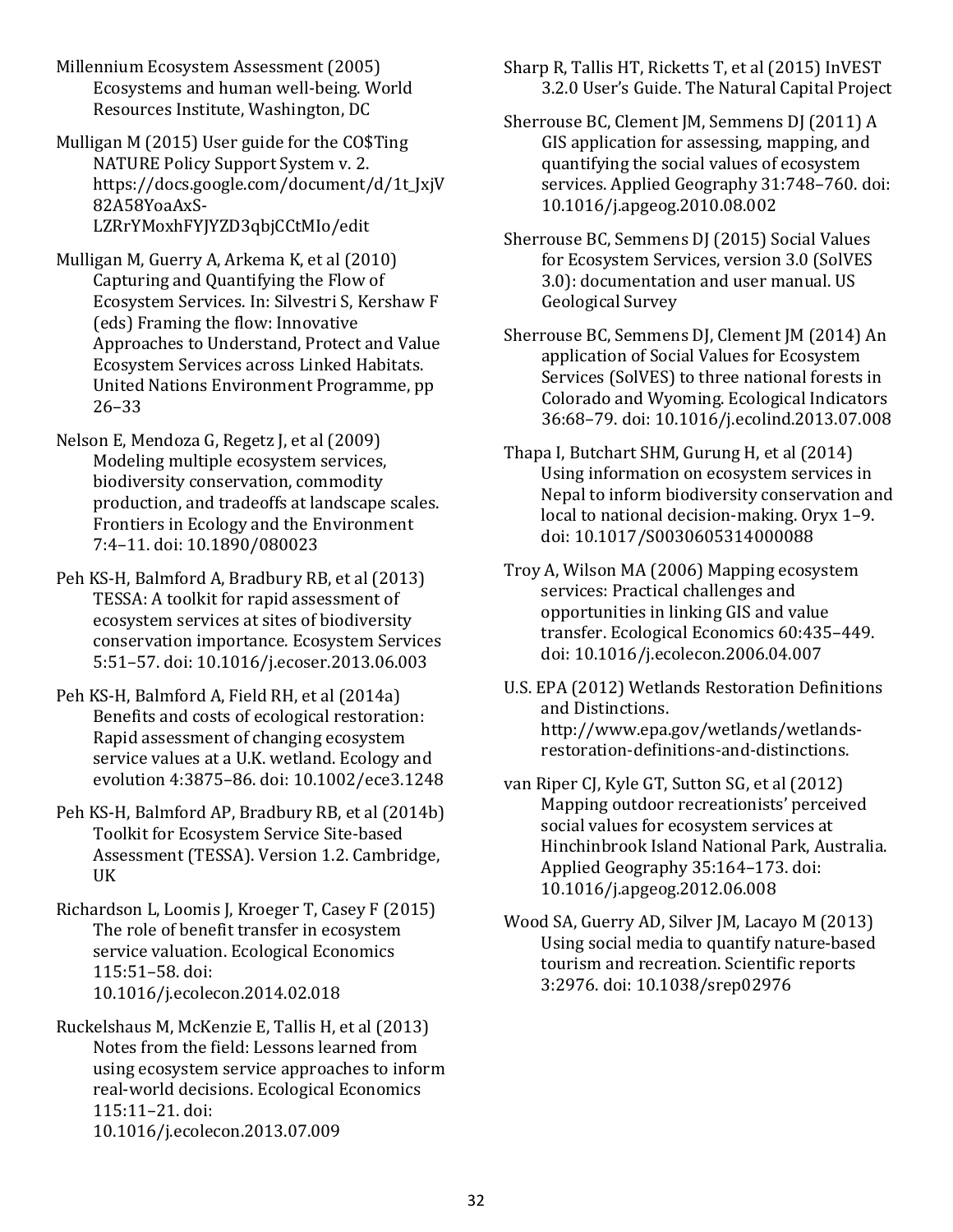Millennium Ecosystem Assessment (2005) Ecosystems and human well-being. World Resources Institute, Washington, DC

Mulligan M (2015) User guide for the CO$Ting NATURE Policy Support System v. 2. https://docs.google.com/document/d/1t_JxjV82A58YoaAxS-LZRrYMoxhFYJYZD3qbjCCtMIo/edit

Mulligan M, Guerry A, Arkema K, et al (2010) Capturing and Quantifying the Flow of Ecosystem Services. In: Silvestri S, Kershaw F (eds) Framing the flow: Innovative Approaches to Understand, Protect and Value Ecosystem Services across Linked Habitats. United Nations Environment Programme, pp 26–33

Nelson E, Mendoza G, Regetz J, et al (2009) Modeling multiple ecosystem services, biodiversity conservation, commodity production, and tradeoffs at landscape scales. Frontiers in Ecology and the Environment 7:4–11. doi: 10.1890/080023

Peh KS-H, Balmford A, Bradbury RB, et al (2013) TESSA: A toolkit for rapid assessment of ecosystem services at sites of biodiversity conservation importance. Ecosystem Services 5:51–57. doi: 10.1016/j.ecoser.2013.06.003

Peh KS-H, Balmford A, Field RH, et al (2014a) Benefits and costs of ecological restoration: Rapid assessment of changing ecosystem service values at a U.K. wetland. Ecology and evolution 4:3875–86. doi: 10.1002/ece3.1248

Peh KS-H, Balmford AP, Bradbury RB, et al (2014b) Toolkit for Ecosystem Service Site-based Assessment (TESSA). Version 1.2. Cambridge, UK

Richardson L, Loomis J, Kroeger T, Casey F (2015) The role of benefit transfer in ecosystem service valuation. Ecological Economics 115:51–58. doi: 10.1016/j.ecolecon.2014.02.018

Ruckelshaus M, McKenzie E, Tallis H, et al (2013) Notes from the field: Lessons learned from using ecosystem service approaches to inform real-world decisions. Ecological Economics 115:11–21. doi: 10.1016/j.ecolecon.2013.07.009

Sharp R, Tallis HT, Ricketts T, et al (2015) InVEST 3.2.0 User's Guide. The Natural Capital Project

Sherrouse BC, Clement JM, Semmens DJ (2011) A GIS application for assessing, mapping, and quantifying the social values of ecosystem services. Applied Geography 31:748–760. doi: 10.1016/j.apgeog.2010.08.002

Sherrouse BC, Semmens DJ (2015) Social Values for Ecosystem Services, version 3.0 (SolVES 3.0): documentation and user manual. US Geological Survey

Sherrouse BC, Semmens DJ, Clement JM (2014) An application of Social Values for Ecosystem Services (SolVES) to three national forests in Colorado and Wyoming. Ecological Indicators 36:68–79. doi: 10.1016/j.ecolind.2013.07.008

Thapa I, Butchart SHM, Gurung H, et al (2014) Using information on ecosystem services in Nepal to inform biodiversity conservation and local to national decision-making. Oryx 1–9. doi: 10.1017/S0030605314000088

Troy A, Wilson MA (2006) Mapping ecosystem services: Practical challenges and opportunities in linking GIS and value transfer. Ecological Economics 60:435–449. doi: 10.1016/j.ecolecon.2006.04.007

U.S. EPA (2012) Wetlands Restoration Definitions and Distinctions. http://www.epa.gov/wetlands/wetlands-restoration-definitions-and-distinctions.

van Riper CJ, Kyle GT, Sutton SG, et al (2012) Mapping outdoor recreationists' perceived social values for ecosystem services at Hinchinbrook Island National Park, Australia. Applied Geography 35:164–173. doi: 10.1016/j.apgeog.2012.06.008

Wood SA, Guerry AD, Silver JM, Lacayo M (2013) Using social media to quantify nature-based tourism and recreation. Scientific reports 3:2976. doi: 10.1038/srep02976